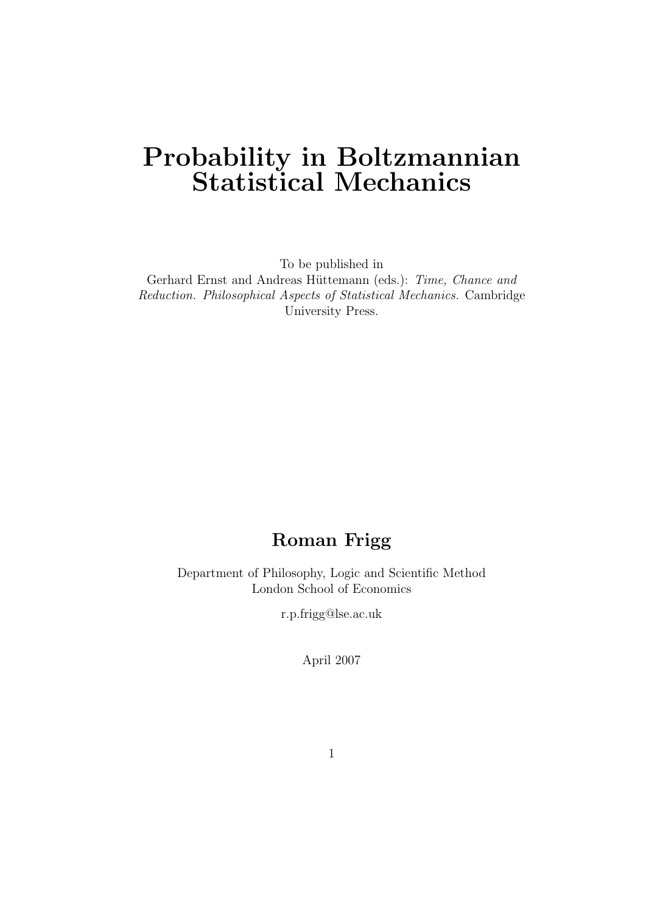# Probability in Boltzmannian Statistical Mechanics

To be published in
Gerhard Ernst and Andreas Hüttemann (eds.): *Time, Chance and Reduction. Philosophical Aspects of Statistical Mechanics.* Cambridge University Press.

**Roman Frigg**

Department of Philosophy, Logic and Scientific Method
London School of Economics

r.p.frigg@lse.ac.uk

April 2007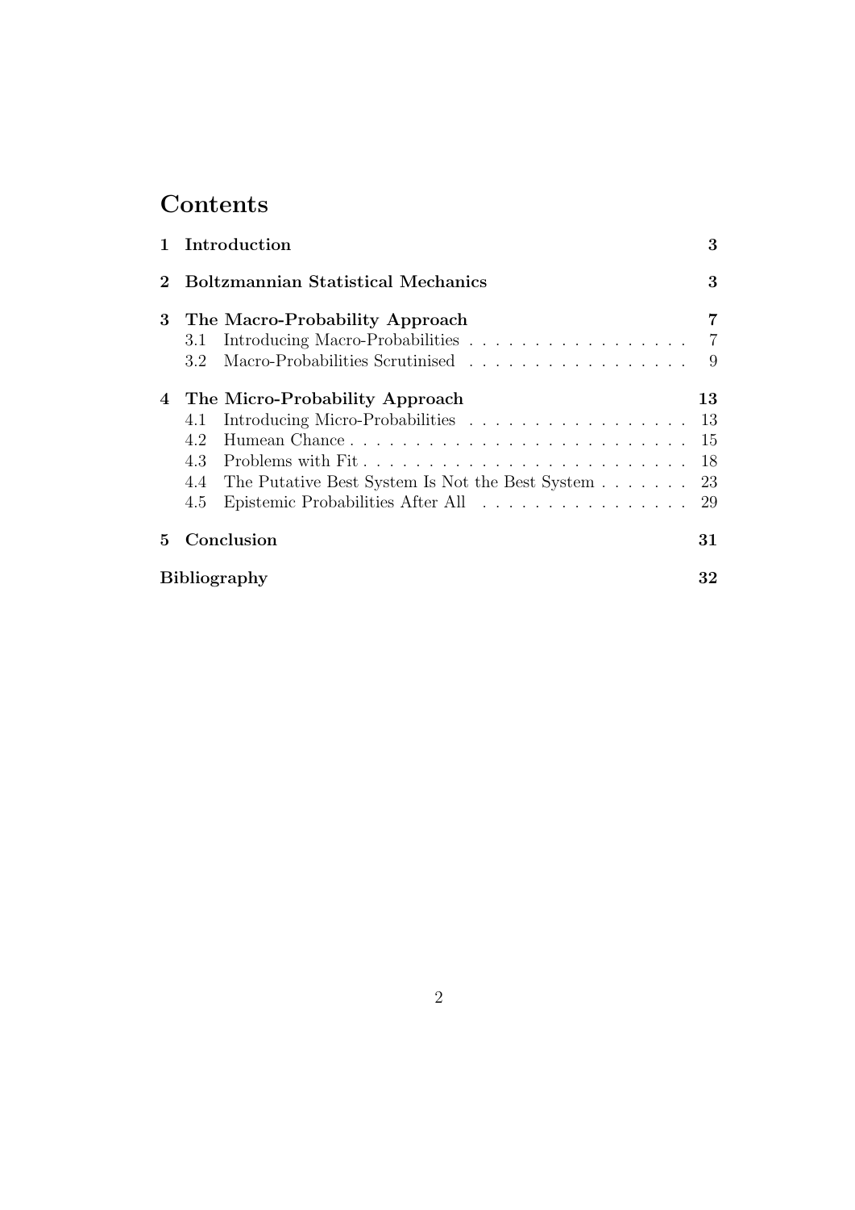# Contents

| | | |
|---|---|---|
| **1** | **Introduction** | **3** |
| **2** | **Boltzmannian Statistical Mechanics** | **3** |
| **3** | **The Macro-Probability Approach** | **7** |
| | 3.1 Introducing Macro-Probabilities | 7 |
| | 3.2 Macro-Probabilities Scrutinised | 9 |
| **4** | **The Micro-Probability Approach** | **13** |
| | 4.1 Introducing Micro-Probabilities | 13 |
| | 4.2 Humean Chance | 15 |
| | 4.3 Problems with Fit | 18 |
| | 4.4 The Putative Best System Is Not the Best System | 23 |
| | 4.5 Epistemic Probabilities After All | 29 |
| **5** | **Conclusion** | **31** |
| | **Bibliography** | **32** |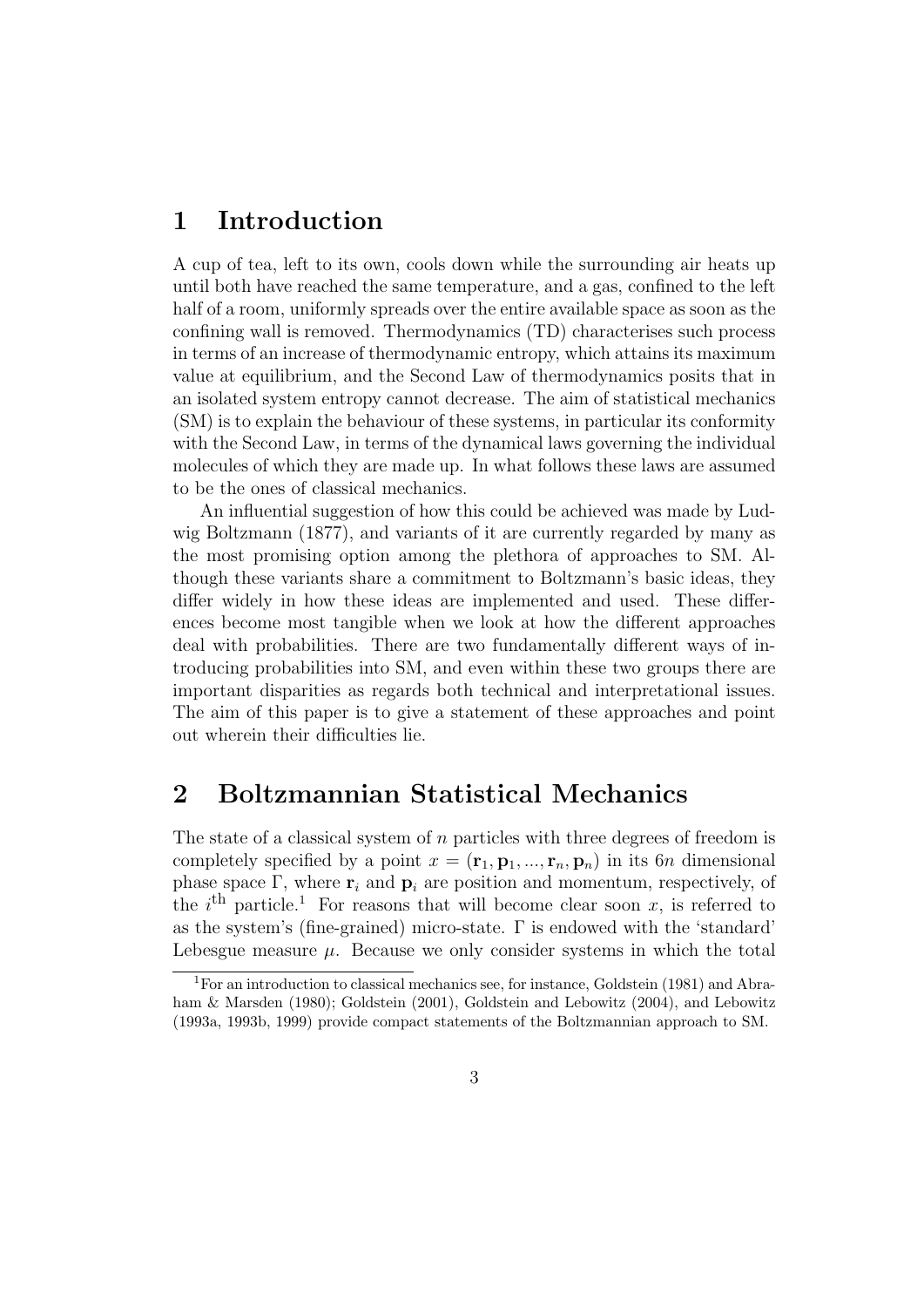# 1 Introduction

A cup of tea, left to its own, cools down while the surrounding air heats up until both have reached the same temperature, and a gas, confined to the left half of a room, uniformly spreads over the entire available space as soon as the confining wall is removed. Thermodynamics (TD) characterises such process in terms of an increase of thermodynamic entropy, which attains its maximum value at equilibrium, and the Second Law of thermodynamics posits that in an isolated system entropy cannot decrease. The aim of statistical mechanics (SM) is to explain the behaviour of these systems, in particular its conformity with the Second Law, in terms of the dynamical laws governing the individual molecules of which they are made up. In what follows these laws are assumed to be the ones of classical mechanics.

An influential suggestion of how this could be achieved was made by Ludwig Boltzmann (1877), and variants of it are currently regarded by many as the most promising option among the plethora of approaches to SM. Although these variants share a commitment to Boltzmann's basic ideas, they differ widely in how these ideas are implemented and used. These differences become most tangible when we look at how the different approaches deal with probabilities. There are two fundamentally different ways of introducing probabilities into SM, and even within these two groups there are important disparities as regards both technical and interpretational issues. The aim of this paper is to give a statement of these approaches and point out wherein their difficulties lie.

# 2 Boltzmannian Statistical Mechanics

The state of a classical system of $n$ particles with three degrees of freedom is completely specified by a point $x = (\mathbf{r}_1, \mathbf{p}_1, ..., \mathbf{r}_n, \mathbf{p}_n)$ in its $6n$ dimensional phase space $\Gamma$, where $\mathbf{r}_i$ and $\mathbf{p}_i$ are position and momentum, respectively, of the $i^{\text{th}}$ particle.[1] For reasons that will become clear soon $x$, is referred to as the system's (fine-grained) micro-state. $\Gamma$ is endowed with the 'standard' Lebesgue measure $\mu$. Because we only consider systems in which the total

[1] For an introduction to classical mechanics see, for instance, Goldstein (1981) and Abraham & Marsden (1980); Goldstein (2001), Goldstein and Lebowitz (2004), and Lebowitz (1993a, 1993b, 1999) provide compact statements of the Boltzmannian approach to SM.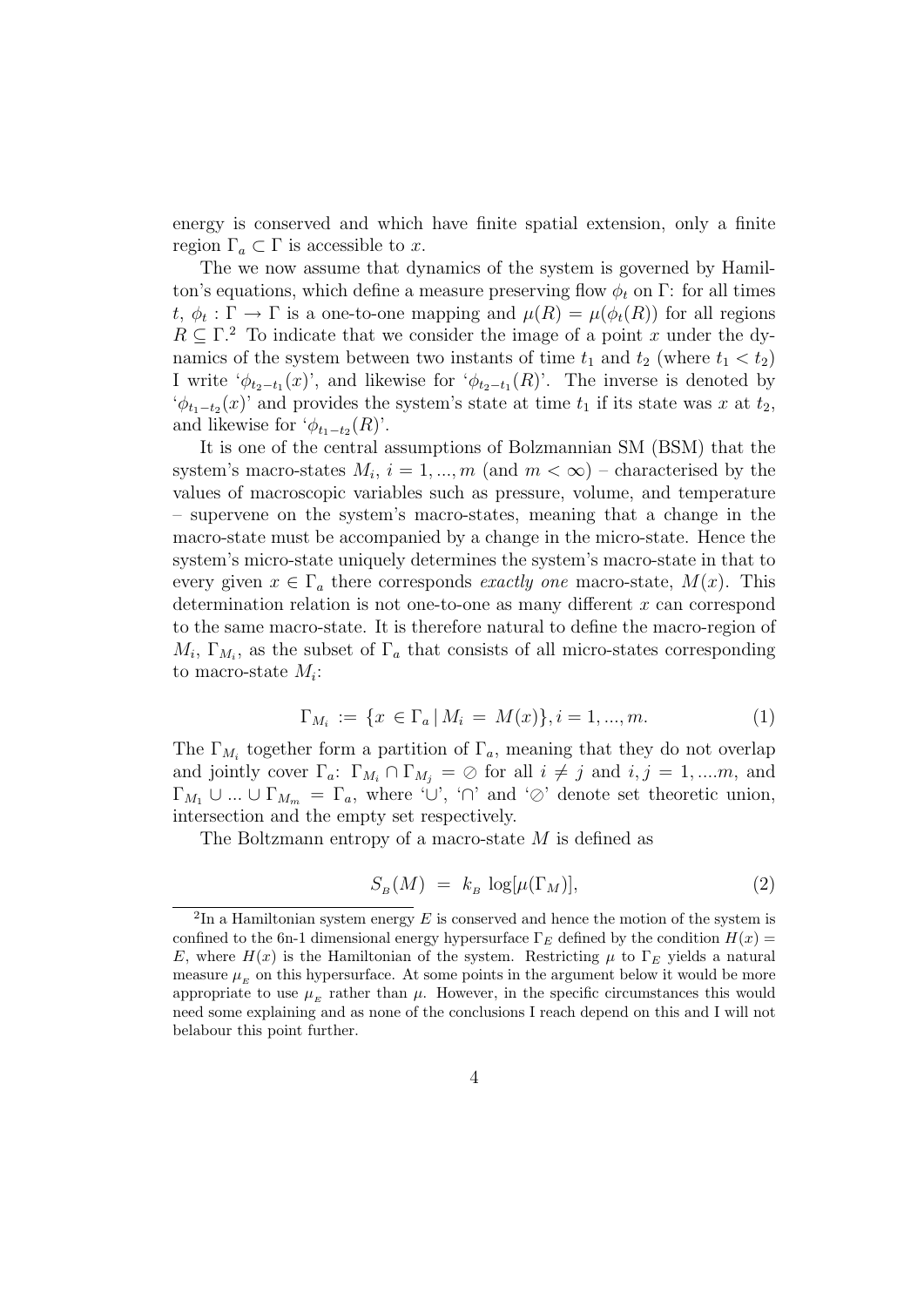energy is conserved and which have finite spatial extension, only a finite region $\Gamma_a \subset \Gamma$ is accessible to $x$.

The we now assume that dynamics of the system is governed by Hamilton's equations, which define a measure preserving flow $\phi_t$ on $\Gamma$: for all times $t$, $\phi_t : \Gamma \rightarrow \Gamma$ is a one-to-one mapping and $\mu(R) = \mu(\phi_t(R))$ for all regions $R \subseteq \Gamma$.[2] To indicate that we consider the image of a point $x$ under the dynamics of the system between two instants of time $t_1$ and $t_2$ (where $t_1 < t_2$) I write '$\phi_{t_2 - t_1}(x)$', and likewise for '$\phi_{t_2 - t_1}(R)$'. The inverse is denoted by '$\phi_{t_1 - t_2}(x)$' and provides the system's state at time $t_1$ if its state was $x$ at $t_2$, and likewise for '$\phi_{t_1 - t_2}(R)$'.

It is one of the central assumptions of Bolzmannian SM (BSM) that the system's macro-states $M_i$, $i = 1, ..., m$ (and $m < \infty$) – characterised by the values of macroscopic variables such as pressure, volume, and temperature – supervene on the system's macro-states, meaning that a change in the macro-state must be accompanied by a change in the micro-state. Hence the system's micro-state uniquely determines the system's macro-state in that to every given $x \in \Gamma_a$ there corresponds *exactly one* macro-state, $M(x)$. This determination relation is not one-to-one as many different $x$ can correspond to the same macro-state. It is therefore natural to define the macro-region of $M_i$, $\Gamma_{M_i}$, as the subset of $\Gamma_a$ that consists of all micro-states corresponding to macro-state $M_i$:

$$\Gamma_{M_i} := \{x \in \Gamma_a \,|\, M_i = M(x)\}, i = 1, ..., m. \tag{1}$$

The $\Gamma_{M_i}$ together form a partition of $\Gamma_a$, meaning that they do not overlap and jointly cover $\Gamma_a$: $\Gamma_{M_i} \cap \Gamma_{M_j} = \oslash$ for all $i \neq j$ and $i, j = 1, ....m$, and $\Gamma_{M_1} \cup ... \cup \Gamma_{M_m} = \Gamma_a$, where '$\cup$', '$\cap$' and '$\oslash$' denote set theoretic union, intersection and the empty set respectively.

The Boltzmann entropy of a macro-state $M$ is defined as

$$S_B(M) = k_B \log[\mu(\Gamma_M)], \tag{2}$$

[2] In a Hamiltonian system energy $E$ is conserved and hence the motion of the system is confined to the 6n-1 dimensional energy hypersurface $\Gamma_E$ defined by the condition $H(x) = E$, where $H(x)$ is the Hamiltonian of the system. Restricting $\mu$ to $\Gamma_E$ yields a natural measure $\mu_E$ on this hypersurface. At some points in the argument below it would be more appropriate to use $\mu_E$ rather than $\mu$. However, in the specific circumstances this would need some explaining and as none of the conclusions I reach depend on this and I will not belabour this point further.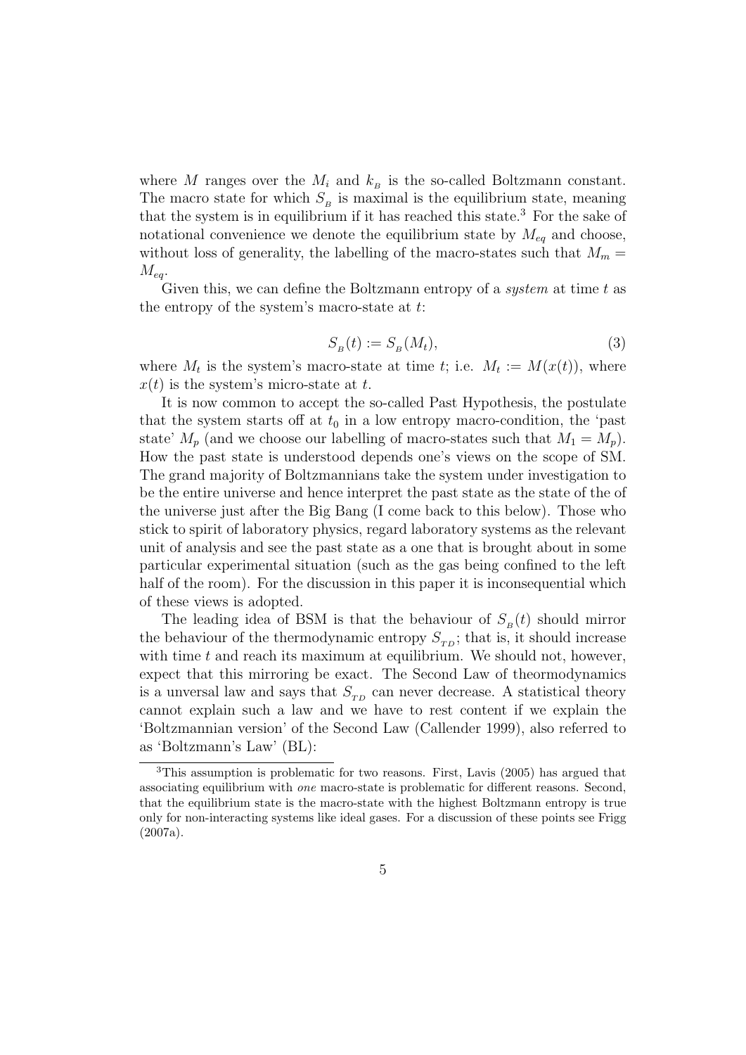where $M$ ranges over the $M_i$ and $k_B$ is the so-called Boltzmann constant. The macro state for which $S_B$ is maximal is the equilibrium state, meaning that the system is in equilibrium if it has reached this state.[3] For the sake of notational convenience we denote the equilibrium state by $M_{eq}$ and choose, without loss of generality, the labelling of the macro-states such that $M_m = M_{eq}$.

Given this, we can define the Boltzmann entropy of a *system* at time $t$ as the entropy of the system's macro-state at $t$:

$$S_B(t) := S_B(M_t), \tag{3}$$

where $M_t$ is the system's macro-state at time $t$; i.e. $M_t := M(x(t))$, where $x(t)$ is the system's micro-state at $t$.

It is now common to accept the so-called Past Hypothesis, the postulate that the system starts off at $t_0$ in a low entropy macro-condition, the 'past state' $M_p$ (and we choose our labelling of macro-states such that $M_1 = M_p$). How the past state is understood depends one's views on the scope of SM. The grand majority of Boltzmannians take the system under investigation to be the entire universe and hence interpret the past state as the state of the of the universe just after the Big Bang (I come back to this below). Those who stick to spirit of laboratory physics, regard laboratory systems as the relevant unit of analysis and see the past state as a one that is brought about in some particular experimental situation (such as the gas being confined to the left half of the room). For the discussion in this paper it is inconsequential which of these views is adopted.

The leading idea of BSM is that the behaviour of $S_B(t)$ should mirror the behaviour of the thermodynamic entropy $S_{TD}$; that is, it should increase with time $t$ and reach its maximum at equilibrium. We should not, however, expect that this mirroring be exact. The Second Law of theormodynamics is a unversal law and says that $S_{TD}$ can never decrease. A statistical theory cannot explain such a law and we have to rest content if we explain the 'Boltzmannian version' of the Second Law (Callender 1999), also referred to as 'Boltzmann's Law' (BL):

[3] This assumption is problematic for two reasons. First, Lavis (2005) has argued that associating equilibrium with *one* macro-state is problematic for different reasons. Second, that the equilibrium state is the macro-state with the highest Boltzmann entropy is true only for non-interacting systems like ideal gases. For a discussion of these points see Frigg (2007a).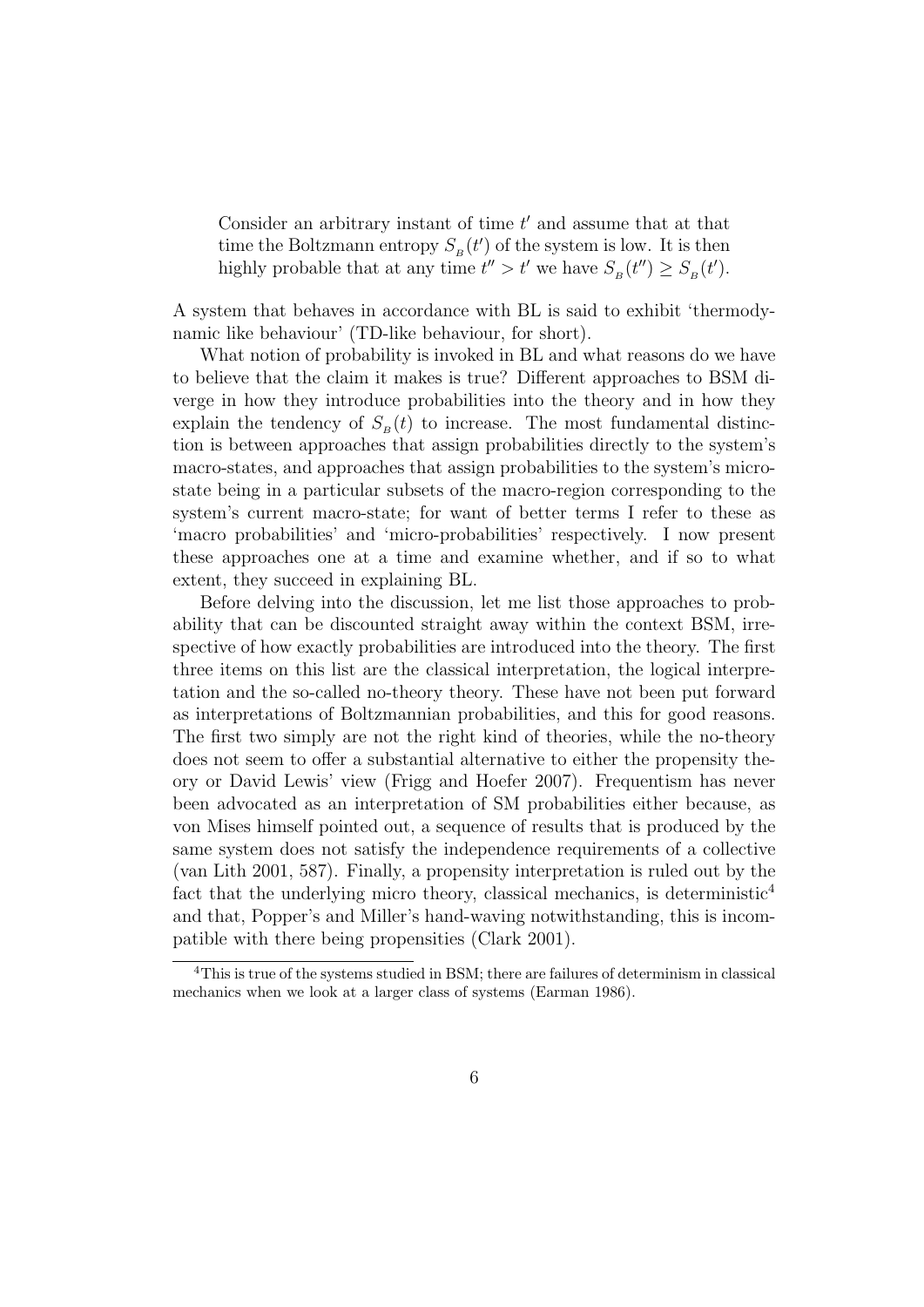> Consider an arbitrary instant of time $t'$ and assume that at that time the Boltzmann entropy $S_B(t')$ of the system is low. It is then highly probable that at any time $t'' > t'$ we have $S_B(t'') \geq S_B(t')$.

A system that behaves in accordance with BL is said to exhibit 'thermodynamic like behaviour' (TD-like behaviour, for short).

What notion of probability is invoked in BL and what reasons do we have to believe that the claim it makes is true? Different approaches to BSM diverge in how they introduce probabilities into the theory and in how they explain the tendency of $S_B(t)$ to increase. The most fundamental distinction is between approaches that assign probabilities directly to the system's macro-states, and approaches that assign probabilities to the system's micro-state being in a particular subsets of the macro-region corresponding to the system's current macro-state; for want of better terms I refer to these as 'macro probabilities' and 'micro-probabilities' respectively. I now present these approaches one at a time and examine whether, and if so to what extent, they succeed in explaining BL.

Before delving into the discussion, let me list those approaches to probability that can be discounted straight away within the context BSM, irrespective of how exactly probabilities are introduced into the theory. The first three items on this list are the classical interpretation, the logical interpretation and the so-called no-theory theory. These have not been put forward as interpretations of Boltzmannian probabilities, and this for good reasons. The first two simply are not the right kind of theories, while the no-theory does not seem to offer a substantial alternative to either the propensity theory or David Lewis' view (Frigg and Hoefer 2007). Frequentism has never been advocated as an interpretation of SM probabilities either because, as von Mises himself pointed out, a sequence of results that is produced by the same system does not satisfy the independence requirements of a collective (van Lith 2001, 587). Finally, a propensity interpretation is ruled out by the fact that the underlying micro theory, classical mechanics, is deterministic[4] and that, Popper's and Miller's hand-waving notwithstanding, this is incompatible with there being propensities (Clark 2001).

[4] This is true of the systems studied in BSM; there are failures of determinism in classical mechanics when we look at a larger class of systems (Earman 1986).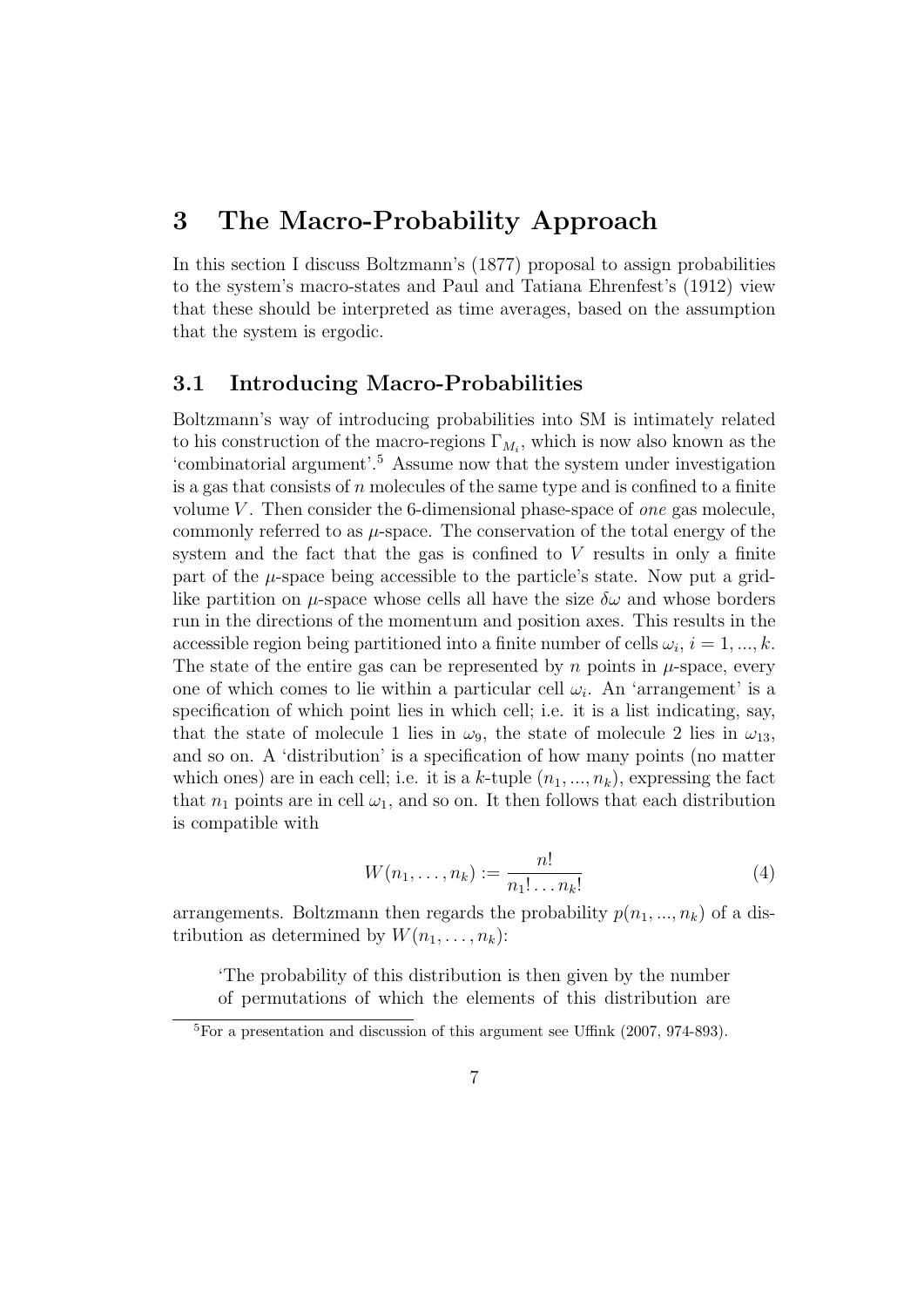# 3 The Macro-Probability Approach

In this section I discuss Boltzmann's (1877) proposal to assign probabilities to the system's macro-states and Paul and Tatiana Ehrenfest's (1912) view that these should be interpreted as time averages, based on the assumption that the system is ergodic.

## 3.1 Introducing Macro-Probabilities

Boltzmann's way of introducing probabilities into SM is intimately related to his construction of the macro-regions $\Gamma_{M_i}$, which is now also known as the 'combinatorial argument'.[5] Assume now that the system under investigation is a gas that consists of $n$ molecules of the same type and is confined to a finite volume $V$. Then consider the 6-dimensional phase-space of *one* gas molecule, commonly referred to as $\mu$-space. The conservation of the total energy of the system and the fact that the gas is confined to $V$ results in only a finite part of the $\mu$-space being accessible to the particle's state. Now put a grid-like partition on $\mu$-space whose cells all have the size $\delta\omega$ and whose borders run in the directions of the momentum and position axes. This results in the accessible region being partitioned into a finite number of cells $\omega_i$, $i = 1, ..., k$. The state of the entire gas can be represented by $n$ points in $\mu$-space, every one of which comes to lie within a particular cell $\omega_i$. An 'arrangement' is a specification of which point lies in which cell; i.e. it is a list indicating, say, that the state of molecule 1 lies in $\omega_9$, the state of molecule 2 lies in $\omega_{13}$, and so on. A 'distribution' is a specification of how many points (no matter which ones) are in each cell; i.e. it is a $k$-tuple $(n_1, ..., n_k)$, expressing the fact that $n_1$ points are in cell $\omega_1$, and so on. It then follows that each distribution is compatible with

$$W(n_1, \ldots, n_k) := \frac{n!}{n_1! \ldots n_k!} \tag{4}$$

arrangements. Boltzmann then regards the probability $p(n_1, ..., n_k)$ of a distribution as determined by $W(n_1, \ldots, n_k)$:

> 'The probability of this distribution is then given by the number of permutations of which the elements of this distribution are

[5] For a presentation and discussion of this argument see Uffink (2007, 974-893).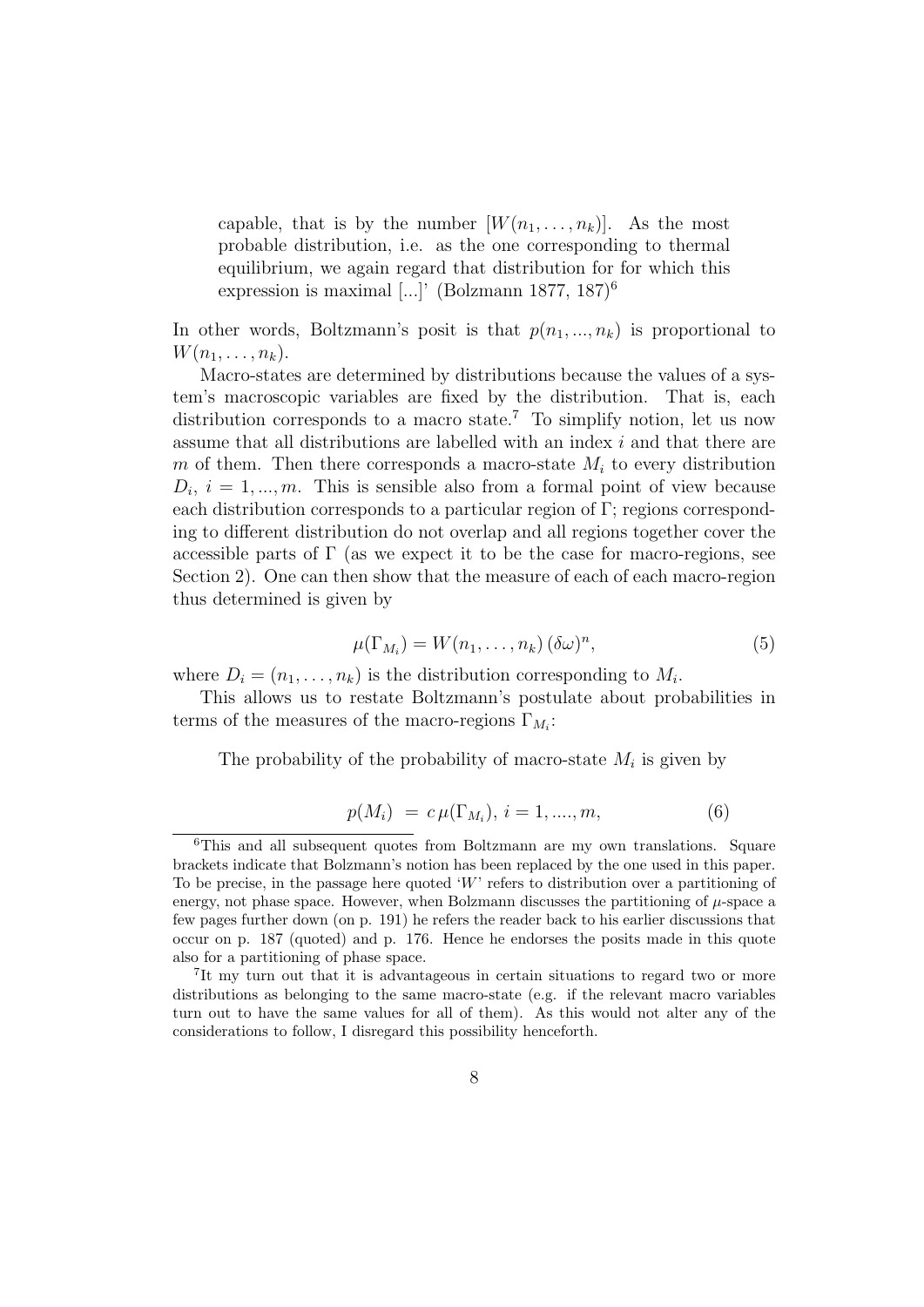> capable, that is by the number $[W(n_1, \ldots, n_k)]$. As the most probable distribution, i.e. as the one corresponding to thermal equilibrium, we again regard that distribution for for which this expression is maximal [...]' (Bolzmann 1877, 187)[6]

In other words, Boltzmann's posit is that $p(n_1, ..., n_k)$ is proportional to $W(n_1, \ldots, n_k)$.

Macro-states are determined by distributions because the values of a system's macroscopic variables are fixed by the distribution. That is, each distribution corresponds to a macro state.[7] To simplify notion, let us now assume that all distributions are labelled with an index $i$ and that there are $m$ of them. Then there corresponds a macro-state $M_i$ to every distribution $D_i$, $i = 1, ..., m$. This is sensible also from a formal point of view because each distribution corresponds to a particular region of $\Gamma$; regions corresponding to different distribution do not overlap and all regions together cover the accessible parts of $\Gamma$ (as we expect it to be the case for macro-regions, see Section 2). One can then show that the measure of each of each macro-region thus determined is given by

$$\mu(\Gamma_{M_i}) = W(n_1, \ldots, n_k) \, (\delta\omega)^n, \tag{5}$$

where $D_i = (n_1, \ldots, n_k)$ is the distribution corresponding to $M_i$.

This allows us to restate Boltzmann's postulate about probabilities in terms of the measures of the macro-regions $\Gamma_{M_i}$:

> The probability of the probability of macro-state $M_i$ is given by
>
> $$p(M_i) \ = \ c \, \mu(\Gamma_{M_i}), \ i = 1, ...., m, \tag{6}$$

[6] This and all subsequent quotes from Boltzmann are my own translations. Square brackets indicate that Bolzmann's notion has been replaced by the one used in this paper. To be precise, in the passage here quoted '$W$' refers to distribution over a partitioning of energy, not phase space. However, when Bolzmann discusses the partitioning of $\mu$-space a few pages further down (on p. 191) he refers the reader back to his earlier discussions that occur on p. 187 (quoted) and p. 176. Hence he endorses the posits made in this quote also for a partitioning of phase space.

[7] It my turn out that it is advantageous in certain situations to regard two or more distributions as belonging to the same macro-state (e.g. if the relevant macro variables turn out to have the same values for all of them). As this would not alter any of the considerations to follow, I disregard this possibility henceforth.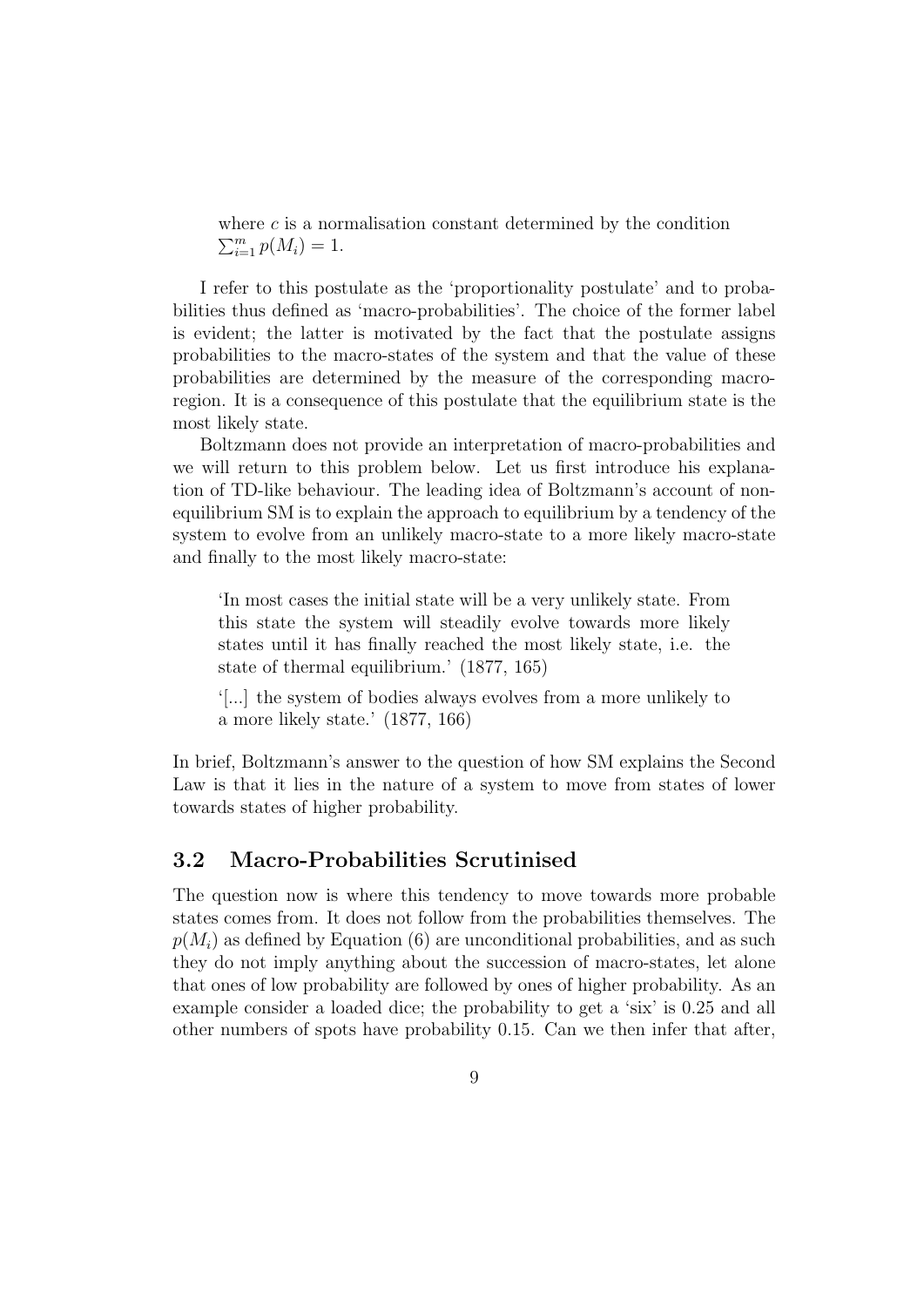where $c$ is a normalisation constant determined by the condition $\sum_{i=1}^{m} p(M_i) = 1$.

I refer to this postulate as the 'proportionality postulate' and to probabilities thus defined as 'macro-probabilities'. The choice of the former label is evident; the latter is motivated by the fact that the postulate assigns probabilities to the macro-states of the system and that the value of these probabilities are determined by the measure of the corresponding macro-region. It is a consequence of this postulate that the equilibrium state is the most likely state.

Boltzmann does not provide an interpretation of macro-probabilities and we will return to this problem below. Let us first introduce his explanation of TD-like behaviour. The leading idea of Boltzmann's account of non-equilibrium SM is to explain the approach to equilibrium by a tendency of the system to evolve from an unlikely macro-state to a more likely macro-state and finally to the most likely macro-state:

> 'In most cases the initial state will be a very unlikely state. From this state the system will steadily evolve towards more likely states until it has finally reached the most likely state, i.e. the state of thermal equilibrium.' (1877, 165)
>
> '[...] the system of bodies always evolves from a more unlikely to a more likely state.' (1877, 166)

In brief, Boltzmann's answer to the question of how SM explains the Second Law is that it lies in the nature of a system to move from states of lower towards states of higher probability.

## 3.2 Macro-Probabilities Scrutinised

The question now is where this tendency to move towards more probable states comes from. It does not follow from the probabilities themselves. The $p(M_i)$ as defined by Equation (6) are unconditional probabilities, and as such they do not imply anything about the succession of macro-states, let alone that ones of low probability are followed by ones of higher probability. As an example consider a loaded dice; the probability to get a 'six' is 0.25 and all other numbers of spots have probability 0.15. Can we then infer that after,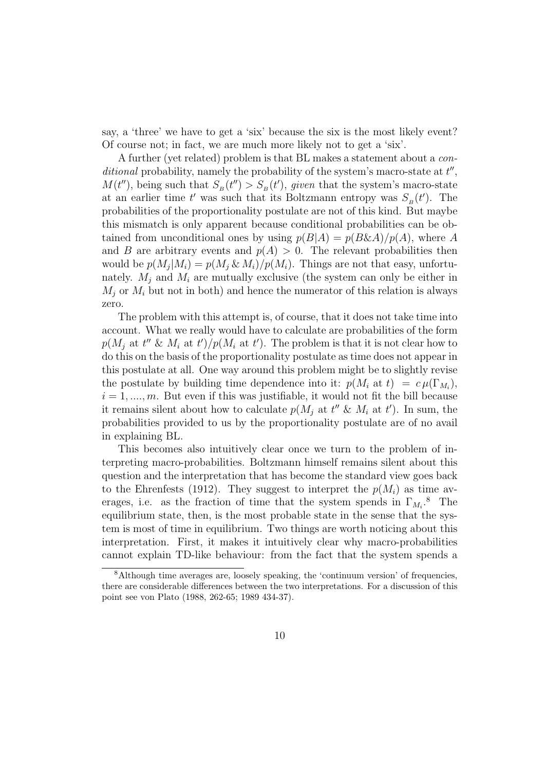say, a 'three' we have to get a 'six' because the six is the most likely event? Of course not; in fact, we are much more likely not to get a 'six'.

A further (yet related) problem is that BL makes a statement about a *conditional* probability, namely the probability of the system's macro-state at $t''$, $M(t'')$, being such that $S_B(t'') > S_B(t')$, *given* that the system's macro-state at an earlier time $t'$ was such that its Boltzmann entropy was $S_B(t')$. The probabilities of the proportionality postulate are not of this kind. But maybe this mismatch is only apparent because conditional probabilities can be obtained from unconditional ones by using $p(B|A) = p(B\&A)/p(A)$, where $A$ and $B$ are arbitrary events and $p(A) > 0$. The relevant probabilities then would be $p(M_j|M_i) = p(M_j \,\&\, M_i)/p(M_i)$. Things are not that easy, unfortunately. $M_j$ and $M_i$ are mutually exclusive (the system can only be either in $M_j$ or $M_i$ but not in both) and hence the numerator of this relation is always zero.

The problem with this attempt is, of course, that it does not take time into account. What we really would have to calculate are probabilities of the form $p(M_j \text{ at } t'' \,\&\, M_i \text{ at } t')/p(M_i \text{ at } t')$. The problem is that it is not clear how to do this on the basis of the proportionality postulate as time does not appear in this postulate at all. One way around this problem might be to slightly revise the postulate by building time dependence into it: $p(M_i \text{ at } t) \;=\; c\,\mu(\Gamma_{M_i})$, $i = 1, ...., m$. But even if this was justifiable, it would not fit the bill because it remains silent about how to calculate $p(M_j \text{ at } t'' \,\&\, M_i \text{ at } t')$. In sum, the probabilities provided to us by the proportionality postulate are of no avail in explaining BL.

This becomes also intuitively clear once we turn to the problem of interpreting macro-probabilities. Boltzmann himself remains silent about this question and the interpretation that has become the standard view goes back to the Ehrenfests (1912). They suggest to interpret the $p(M_i)$ as time averages, i.e. as the fraction of time that the system spends in $\Gamma_{M_i}$.[8] The equilibrium state, then, is the most probable state in the sense that the system is most of time in equilibrium. Two things are worth noticing about this interpretation. First, it makes it intuitively clear why macro-probabilities cannot explain TD-like behaviour: from the fact that the system spends a

[8] Although time averages are, loosely speaking, the 'continuum version' of frequencies, there are considerable differences between the two interpretations. For a discussion of this point see von Plato (1988, 262-65; 1989 434-37).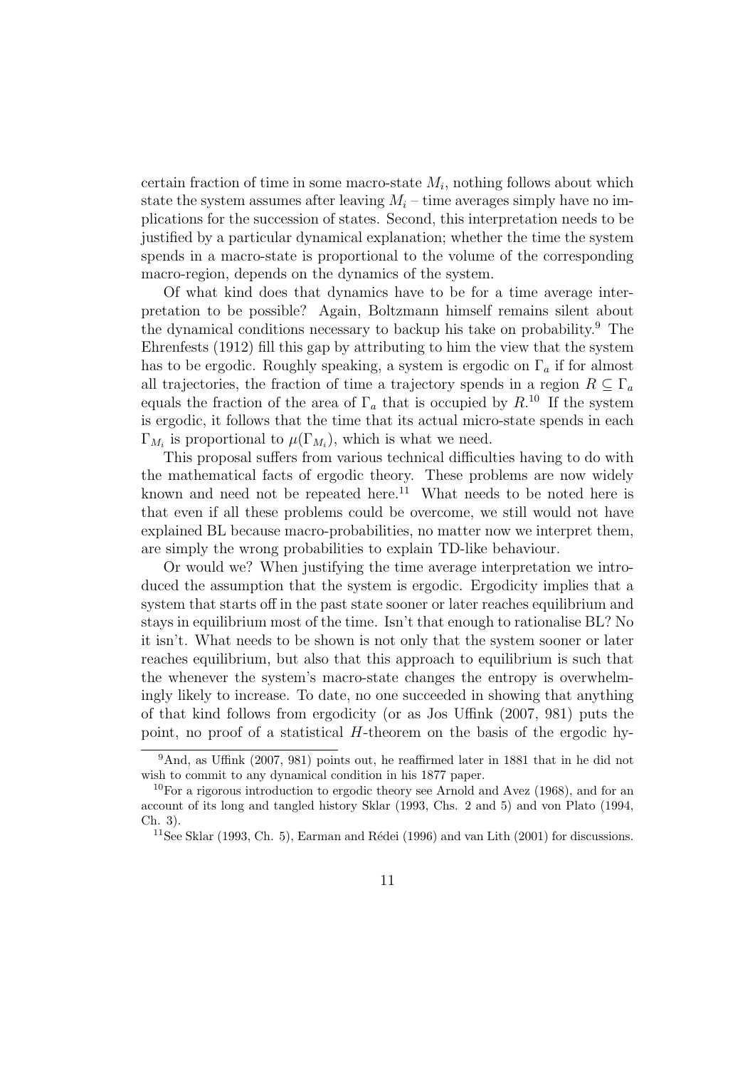certain fraction of time in some macro-state $M_i$, nothing follows about which state the system assumes after leaving $M_i$ – time averages simply have no implications for the succession of states. Second, this interpretation needs to be justified by a particular dynamical explanation; whether the time the system spends in a macro-state is proportional to the volume of the corresponding macro-region, depends on the dynamics of the system.

Of what kind does that dynamics have to be for a time average interpretation to be possible? Again, Boltzmann himself remains silent about the dynamical conditions necessary to backup his take on probability.[9] The Ehrenfests (1912) fill this gap by attributing to him the view that the system has to be ergodic. Roughly speaking, a system is ergodic on $\Gamma_a$ if for almost all trajectories, the fraction of time a trajectory spends in a region $R \subseteq \Gamma_a$ equals the fraction of the area of $\Gamma_a$ that is occupied by $R$.[10] If the system is ergodic, it follows that the time that its actual micro-state spends in each $\Gamma_{M_i}$ is proportional to $\mu(\Gamma_{M_i})$, which is what we need.

This proposal suffers from various technical difficulties having to do with the mathematical facts of ergodic theory. These problems are now widely known and need not be repeated here.[11] What needs to be noted here is that even if all these problems could be overcome, we still would not have explained BL because macro-probabilities, no matter now we interpret them, are simply the wrong probabilities to explain TD-like behaviour.

Or would we? When justifying the time average interpretation we introduced the assumption that the system is ergodic. Ergodicity implies that a system that starts off in the past state sooner or later reaches equilibrium and stays in equilibrium most of the time. Isn't that enough to rationalise BL? No it isn't. What needs to be shown is not only that the system sooner or later reaches equilibrium, but also that this approach to equilibrium is such that the whenever the system's macro-state changes the entropy is overwhelmingly likely to increase. To date, no one succeeded in showing that anything of that kind follows from ergodicity (or as Jos Uffink (2007, 981) puts the point, no proof of a statistical $H$-theorem on the basis of the ergodic hy-

[9] And, as Uffink (2007, 981) points out, he reaffirmed later in 1881 that in he did not wish to commit to any dynamical condition in his 1877 paper.

[10] For a rigorous introduction to ergodic theory see Arnold and Avez (1968), and for an account of its long and tangled history Sklar (1993, Chs. 2 and 5) and von Plato (1994, Ch. 3).

[11] See Sklar (1993, Ch. 5), Earman and Rédei (1996) and van Lith (2001) for discussions.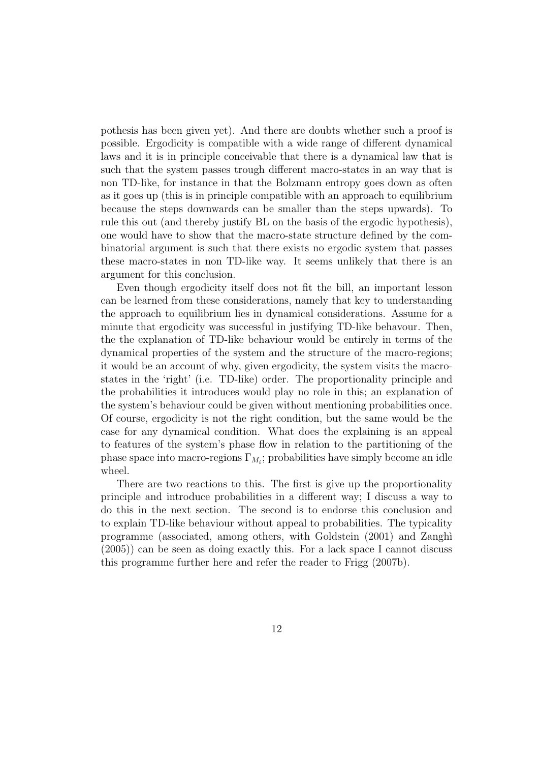pothesis has been given yet). And there are doubts whether such a proof is possible. Ergodicity is compatible with a wide range of different dynamical laws and it is in principle conceivable that there is a dynamical law that is such that the system passes trough different macro-states in an way that is non TD-like, for instance in that the Bolzmann entropy goes down as often as it goes up (this is in principle compatible with an approach to equilibrium because the steps downwards can be smaller than the steps upwards). To rule this out (and thereby justify BL on the basis of the ergodic hypothesis), one would have to show that the macro-state structure defined by the combinatorial argument is such that there exists no ergodic system that passes these macro-states in non TD-like way. It seems unlikely that there is an argument for this conclusion.

Even though ergodicity itself does not fit the bill, an important lesson can be learned from these considerations, namely that key to understanding the approach to equilibrium lies in dynamical considerations. Assume for a minute that ergodicity was successful in justifying TD-like behavour. Then, the the explanation of TD-like behaviour would be entirely in terms of the dynamical properties of the system and the structure of the macro-regions; it would be an account of why, given ergodicity, the system visits the macro-states in the 'right' (i.e. TD-like) order. The proportionality principle and the probabilities it introduces would play no role in this; an explanation of the system's behaviour could be given without mentioning probabilities once. Of course, ergodicity is not the right condition, but the same would be the case for any dynamical condition. What does the explaining is an appeal to features of the system's phase flow in relation to the partitioning of the phase space into macro-regions $\Gamma_{M_i}$; probabilities have simply become an idle wheel.

There are two reactions to this. The first is give up the proportionality principle and introduce probabilities in a different way; I discuss a way to do this in the next section. The second is to endorse this conclusion and to explain TD-like behaviour without appeal to probabilities. The typicality programme (associated, among others, with Goldstein (2001) and Zanghì (2005)) can be seen as doing exactly this. For a lack space I cannot discuss this programme further here and refer the reader to Frigg (2007b).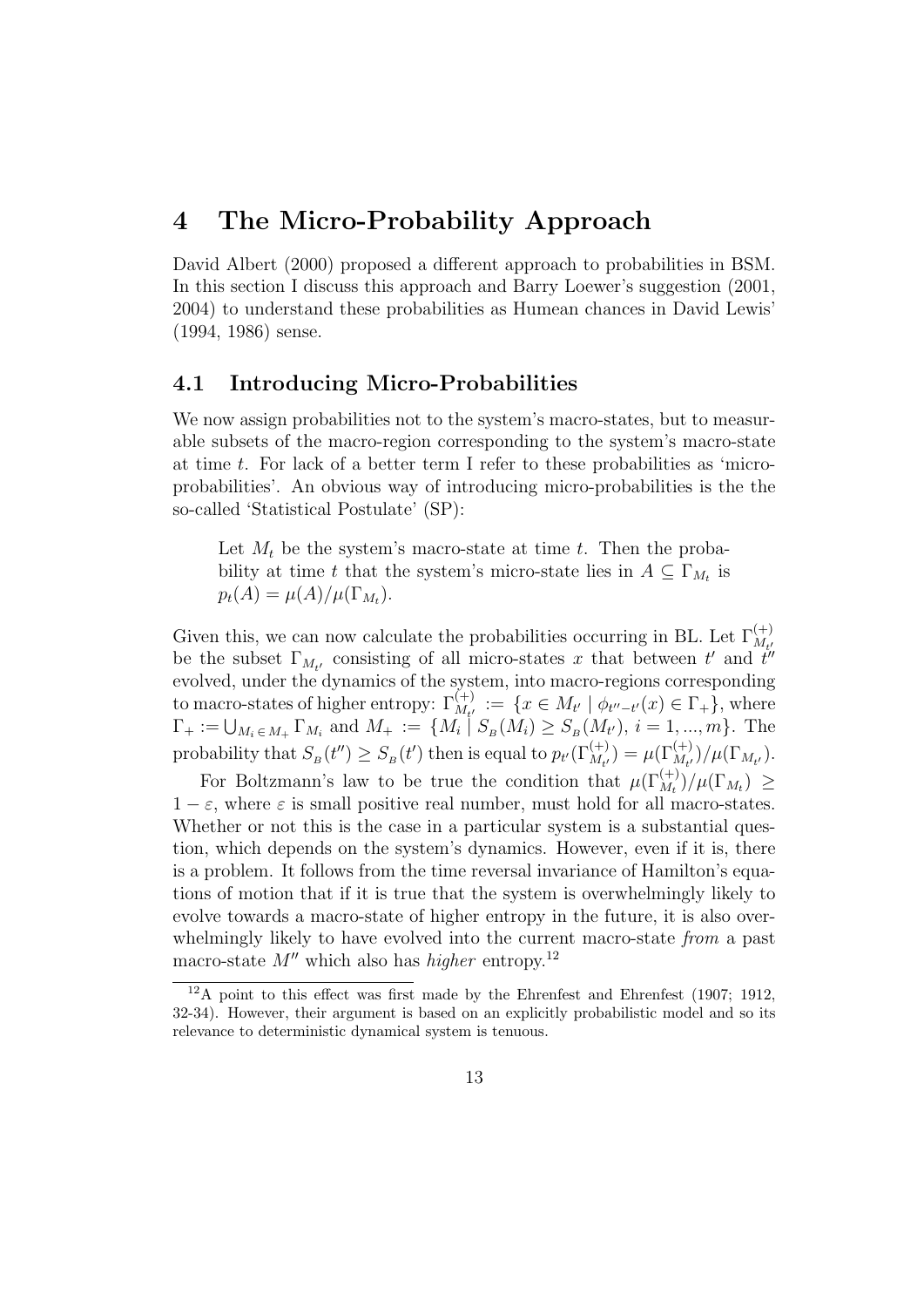# 4 The Micro-Probability Approach

David Albert (2000) proposed a different approach to probabilities in BSM. In this section I discuss this approach and Barry Loewer's suggestion (2001, 2004) to understand these probabilities as Humean chances in David Lewis' (1994, 1986) sense.

## 4.1 Introducing Micro-Probabilities

We now assign probabilities not to the system's macro-states, but to measurable subsets of the macro-region corresponding to the system's macro-state at time $t$. For lack of a better term I refer to these probabilities as 'micro-probabilities'. An obvious way of introducing micro-probabilities is the the so-called 'Statistical Postulate' (SP):

> Let $M_t$ be the system's macro-state at time $t$. Then the probability at time $t$ that the system's micro-state lies in $A \subseteq \Gamma_{M_t}$ is $p_t(A) = \mu(A)/\mu(\Gamma_{M_t})$.

Given this, we can now calculate the probabilities occurring in BL. Let $\Gamma^{(+)}_{M_{t'}}$ be the subset $\Gamma_{M_{t'}}$ consisting of all micro-states $x$ that between $t'$ and $t''$ evolved, under the dynamics of the system, into macro-regions corresponding to macro-states of higher entropy: $\Gamma^{(+)}_{M_{t'}} := \{x \in M_{t'} \mid \phi_{t''-t'}(x) \in \Gamma_+\}$, where $\Gamma_+ := \bigcup_{M_i \in M_+} \Gamma_{M_i}$ and $M_+ := \{M_i \mid S_B(M_i) \geq S_B(M_{t'}),\ i = 1, ..., m\}$. The probability that $S_B(t'') \geq S_B(t')$ then is equal to $p_{t'}(\Gamma^{(+)}_{M_{t'}}) = \mu(\Gamma^{(+)}_{M_{t'}})/\mu(\Gamma_{M_{t'}})$.

For Boltzmann's law to be true the condition that $\mu(\Gamma^{(+)}_{M_t})/\mu(\Gamma_{M_t}) \geq 1 - \varepsilon$, where $\varepsilon$ is small positive real number, must hold for all macro-states. Whether or not this is the case in a particular system is a substantial question, which depends on the system's dynamics. However, even if it is, there is a problem. It follows from the time reversal invariance of Hamilton's equations of motion that if it is true that the system is overwhelmingly likely to evolve towards a macro-state of higher entropy in the future, it is also overwhelmingly likely to have evolved into the current macro-state *from* a past macro-state $M''$ which also has *higher* entropy.[12]

[12] A point to this effect was first made by the Ehrenfest and Ehrenfest (1907; 1912, 32-34). However, their argument is based on an explicitly probabilistic model and so its relevance to deterministic dynamical system is tenuous.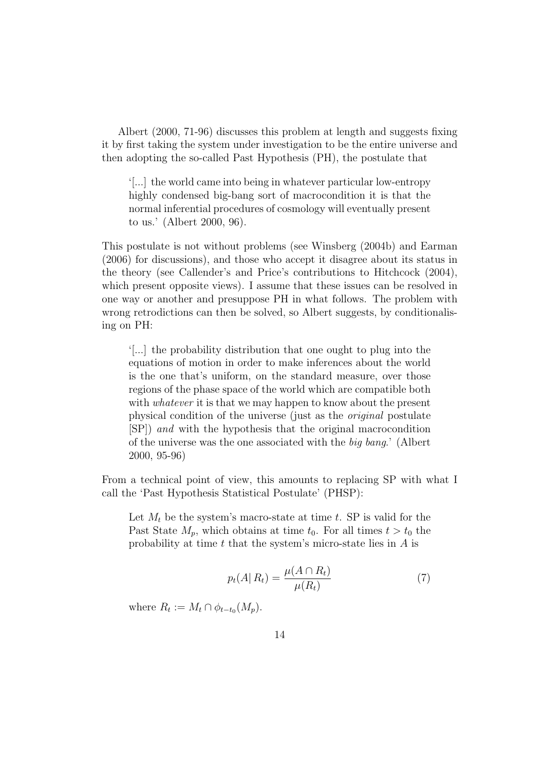Albert (2000, 71-96) discusses this problem at length and suggests fixing it by first taking the system under investigation to be the entire universe and then adopting the so-called Past Hypothesis (PH), the postulate that

> '[...] the world came into being in whatever particular low-entropy highly condensed big-bang sort of macrocondition it is that the normal inferential procedures of cosmology will eventually present to us.' (Albert 2000, 96).

This postulate is not without problems (see Winsberg (2004b) and Earman (2006) for discussions), and those who accept it disagree about its status in the theory (see Callender's and Price's contributions to Hitchcock (2004), which present opposite views). I assume that these issues can be resolved in one way or another and presuppose PH in what follows. The problem with wrong retrodictions can then be solved, so Albert suggests, by conditionalising on PH:

> '[...] the probability distribution that one ought to plug into the equations of motion in order to make inferences about the world is the one that's uniform, on the standard measure, over those regions of the phase space of the world which are compatible both with *whatever* it is that we may happen to know about the present physical condition of the universe (just as the *original* postulate [SP]) *and* with the hypothesis that the original macrocondition of the universe was the one associated with the *big bang*.' (Albert 2000, 95-96)

From a technical point of view, this amounts to replacing SP with what I call the 'Past Hypothesis Statistical Postulate' (PHSP):

> Let $M_t$ be the system's macro-state at time $t$. SP is valid for the Past State $M_p$, which obtains at time $t_0$. For all times $t > t_0$ the probability at time $t$ that the system's micro-state lies in $A$ is
>
> $$p_t(A|\, R_t) = \frac{\mu(A \cap R_t)}{\mu(R_t)} \tag{7}$$
>
> where $R_t := M_t \cap \phi_{t-t_0}(M_p)$.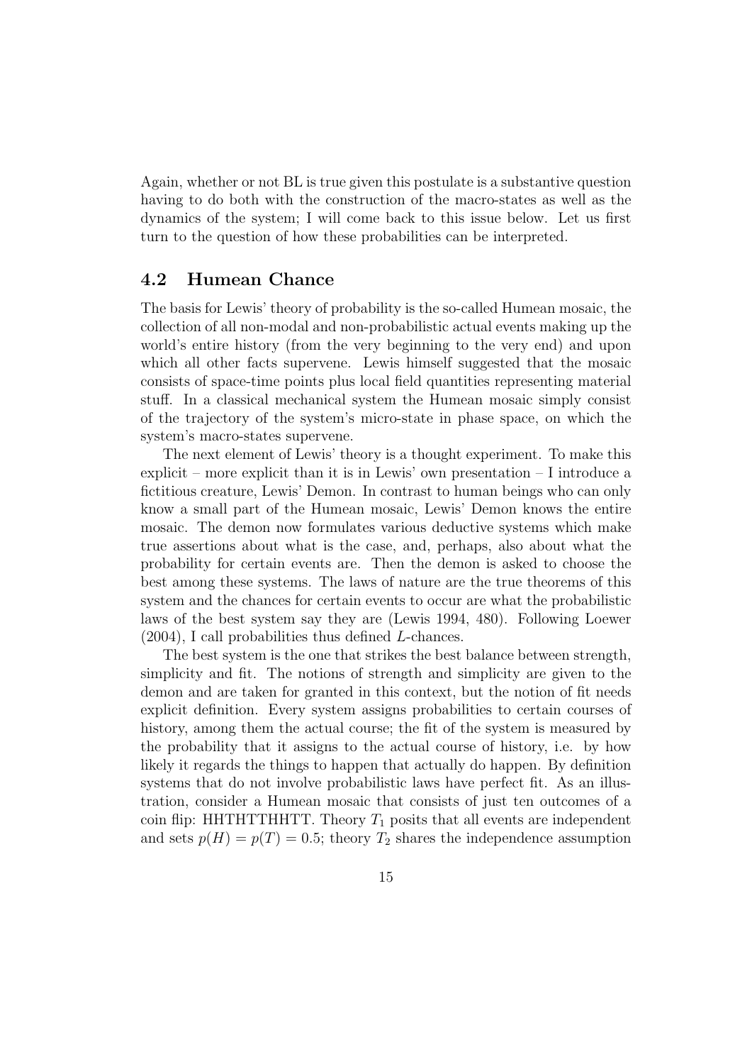Again, whether or not BL is true given this postulate is a substantive question having to do both with the construction of the macro-states as well as the dynamics of the system; I will come back to this issue below. Let us first turn to the question of how these probabilities can be interpreted.

## 4.2 Humean Chance

The basis for Lewis' theory of probability is the so-called Humean mosaic, the collection of all non-modal and non-probabilistic actual events making up the world's entire history (from the very beginning to the very end) and upon which all other facts supervene. Lewis himself suggested that the mosaic consists of space-time points plus local field quantities representing material stuff. In a classical mechanical system the Humean mosaic simply consist of the trajectory of the system's micro-state in phase space, on which the system's macro-states supervene.

The next element of Lewis' theory is a thought experiment. To make this explicit – more explicit than it is in Lewis' own presentation – I introduce a fictitious creature, Lewis' Demon. In contrast to human beings who can only know a small part of the Humean mosaic, Lewis' Demon knows the entire mosaic. The demon now formulates various deductive systems which make true assertions about what is the case, and, perhaps, also about what the probability for certain events are. Then the demon is asked to choose the best among these systems. The laws of nature are the true theorems of this system and the chances for certain events to occur are what the probabilistic laws of the best system say they are (Lewis 1994, 480). Following Loewer (2004), I call probabilities thus defined *L*-chances.

The best system is the one that strikes the best balance between strength, simplicity and fit. The notions of strength and simplicity are given to the demon and are taken for granted in this context, but the notion of fit needs explicit definition. Every system assigns probabilities to certain courses of history, among them the actual course; the fit of the system is measured by the probability that it assigns to the actual course of history, i.e. by how likely it regards the things to happen that actually do happen. By definition systems that do not involve probabilistic laws have perfect fit. As an illustration, consider a Humean mosaic that consists of just ten outcomes of a coin flip: HHTHTTHHTT. Theory $T_1$ posits that all events are independent and sets $p(H) = p(T) = 0.5$; theory $T_2$ shares the independence assumption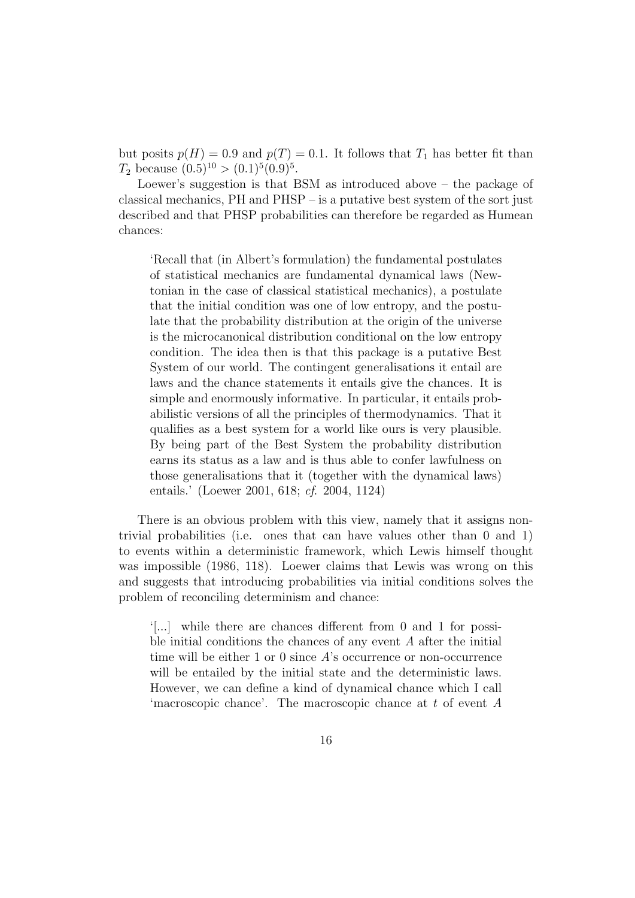but posits $p(H) = 0.9$ and $p(T) = 0.1$. It follows that $T_1$ has better fit than $T_2$ because $(0.5)^{10} > (0.1)^5(0.9)^5$.

Loewer's suggestion is that BSM as introduced above – the package of classical mechanics, PH and PHSP – is a putative best system of the sort just described and that PHSP probabilities can therefore be regarded as Humean chances:

> 'Recall that (in Albert's formulation) the fundamental postulates of statistical mechanics are fundamental dynamical laws (Newtonian in the case of classical statistical mechanics), a postulate that the initial condition was one of low entropy, and the postulate that the probability distribution at the origin of the universe is the microcanonical distribution conditional on the low entropy condition. The idea then is that this package is a putative Best System of our world. The contingent generalisations it entail are laws and the chance statements it entails give the chances. It is simple and enormously informative. In particular, it entails probabilistic versions of all the principles of thermodynamics. That it qualifies as a best system for a world like ours is very plausible. By being part of the Best System the probability distribution earns its status as a law and is thus able to confer lawfulness on those generalisations that it (together with the dynamical laws) entails.' (Loewer 2001, 618; *cf.* 2004, 1124)

There is an obvious problem with this view, namely that it assigns nontrivial probabilities (i.e. ones that can have values other than 0 and 1) to events within a deterministic framework, which Lewis himself thought was impossible (1986, 118). Loewer claims that Lewis was wrong on this and suggests that introducing probabilities via initial conditions solves the problem of reconciling determinism and chance:

> '[...] while there are chances different from 0 and 1 for possible initial conditions the chances of any event $A$ after the initial time will be either 1 or 0 since $A$'s occurrence or non-occurrence will be entailed by the initial state and the deterministic laws. However, we can define a kind of dynamical chance which I call 'macroscopic chance'. The macroscopic chance at $t$ of event $A$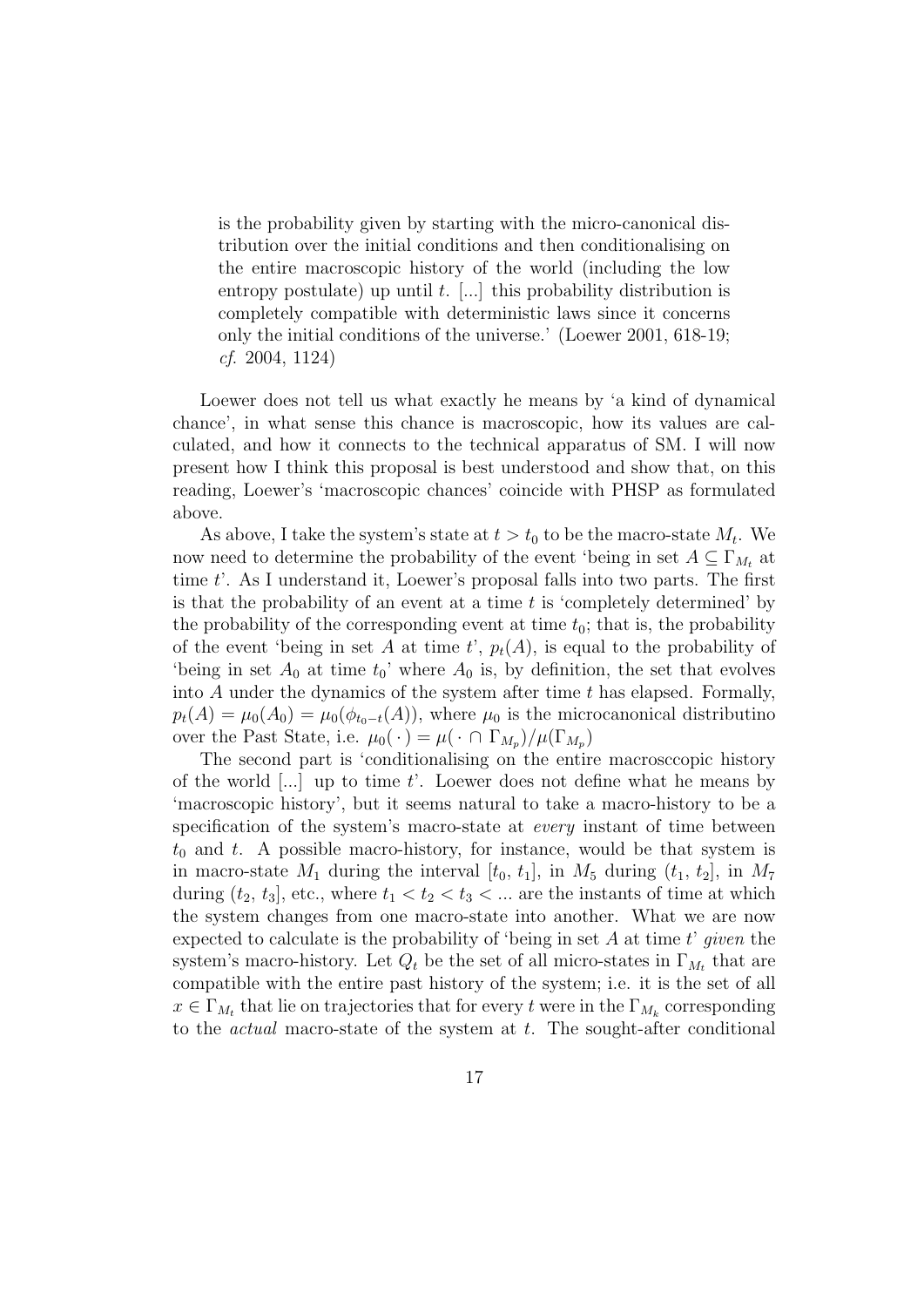> is the probability given by starting with the micro-canonical distribution over the initial conditions and then conditionalising on the entire macroscopic history of the world (including the low entropy postulate) up until $t$. [...] this probability distribution is completely compatible with deterministic laws since it concerns only the initial conditions of the universe.' (Loewer 2001, 618-19; *cf.* 2004, 1124)

Loewer does not tell us what exactly he means by 'a kind of dynamical chance', in what sense this chance is macroscopic, how its values are calculated, and how it connects to the technical apparatus of SM. I will now present how I think this proposal is best understood and show that, on this reading, Loewer's 'macroscopic chances' coincide with PHSP as formulated above.

As above, I take the system's state at $t > t_0$ to be the macro-state $M_t$. We now need to determine the probability of the event 'being in set $A \subseteq \Gamma_{M_t}$ at time $t$'. As I understand it, Loewer's proposal falls into two parts. The first is that the probability of an event at a time $t$ is 'completely determined' by the probability of the corresponding event at time $t_0$; that is, the probability of the event 'being in set $A$ at time $t$', $p_t(A)$, is equal to the probability of 'being in set $A_0$ at time $t_0$' where $A_0$ is, by definition, the set that evolves into $A$ under the dynamics of the system after time $t$ has elapsed. Formally, $p_t(A) = \mu_0(A_0) = \mu_0(\phi_{t_0-t}(A))$, where $\mu_0$ is the microcanonical distributino over the Past State, i.e. $\mu_0(\,\cdot\,) = \mu(\,\cdot\, \cap \Gamma_{M_p})/\mu(\Gamma_{M_p})$

The second part is 'conditionalising on the entire macrosccopic history of the world [...] up to time $t$'. Loewer does not define what he means by 'macroscopic history', but it seems natural to take a macro-history to be a specification of the system's macro-state at *every* instant of time between $t_0$ and $t$. A possible macro-history, for instance, would be that system is in macro-state $M_1$ during the interval $[t_0, t_1]$, in $M_5$ during $(t_1, t_2]$, in $M_7$ during $(t_2, t_3]$, etc., where $t_1 < t_2 < t_3 < ...$ are the instants of time at which the system changes from one macro-state into another. What we are now expected to calculate is the probability of 'being in set $A$ at time $t$' *given* the system's macro-history. Let $Q_t$ be the set of all micro-states in $\Gamma_{M_t}$ that are compatible with the entire past history of the system; i.e. it is the set of all $x \in \Gamma_{M_t}$ that lie on trajectories that for every $t$ were in the $\Gamma_{M_k}$ corresponding to the *actual* macro-state of the system at $t$. The sought-after conditional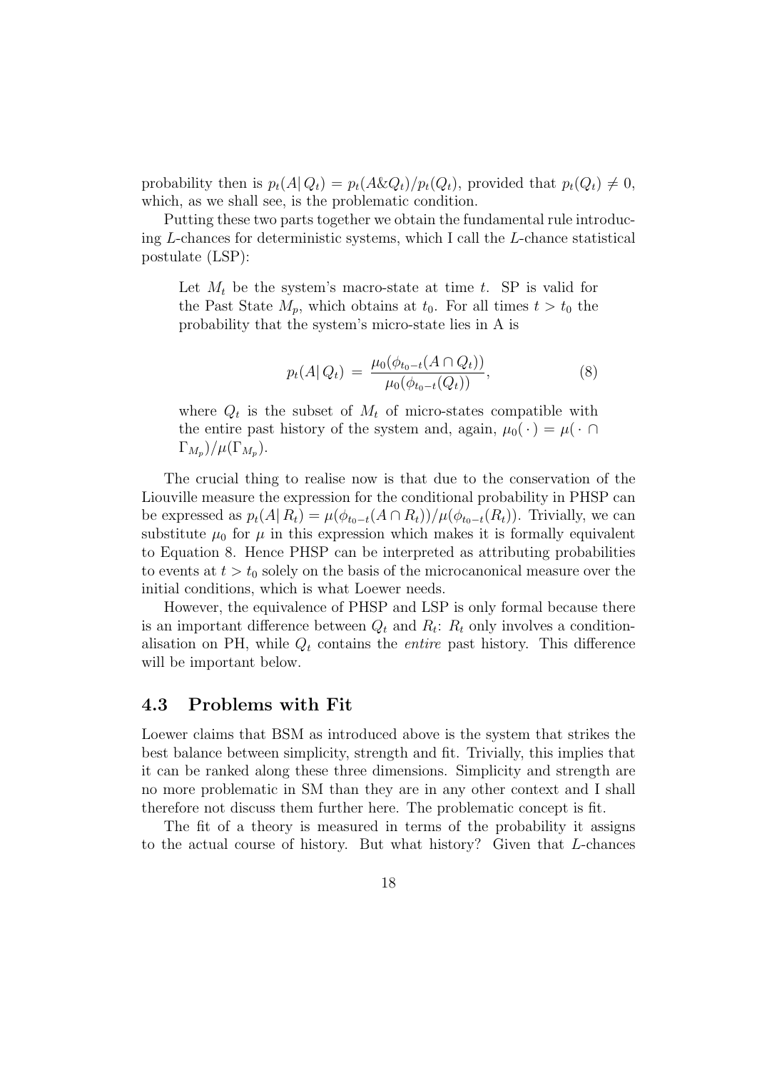probability then is $p_t(A|\,Q_t) = p_t(A\&Q_t)/p_t(Q_t)$, provided that $p_t(Q_t) \neq 0$, which, as we shall see, is the problematic condition.

Putting these two parts together we obtain the fundamental rule introducing $L$-chances for deterministic systems, which I call the $L$-chance statistical postulate (LSP):

> Let $M_t$ be the system's macro-state at time $t$. SP is valid for the Past State $M_p$, which obtains at $t_0$. For all times $t > t_0$ the probability that the system's micro-state lies in A is
>
> $$p_t(A|\,Q_t) \;=\; \frac{\mu_0(\phi_{t_0-t}(A \cap Q_t))}{\mu_0(\phi_{t_0-t}(Q_t))}, \tag{8}$$
>
> where $Q_t$ is the subset of $M_t$ of micro-states compatible with the entire past history of the system and, again, $\mu_0(\,\cdot\,) = \mu(\,\cdot\, \cap \Gamma_{M_p})/\mu(\Gamma_{M_p})$.

The crucial thing to realise now is that due to the conservation of the Liouville measure the expression for the conditional probability in PHSP can be expressed as $p_t(A|\,R_t) = \mu(\phi_{t_0-t}(A \cap R_t))/\mu(\phi_{t_0-t}(R_t))$. Trivially, we can substitute $\mu_0$ for $\mu$ in this expression which makes it is formally equivalent to Equation 8. Hence PHSP can be interpreted as attributing probabilities to events at $t > t_0$ solely on the basis of the microcanonical measure over the initial conditions, which is what Loewer needs.

However, the equivalence of PHSP and LSP is only formal because there is an important difference between $Q_t$ and $R_t$: $R_t$ only involves a conditionalisation on PH, while $Q_t$ contains the *entire* past history. This difference will be important below.

### 4.3 Problems with Fit

Loewer claims that BSM as introduced above is the system that strikes the best balance between simplicity, strength and fit. Trivially, this implies that it can be ranked along these three dimensions. Simplicity and strength are no more problematic in SM than they are in any other context and I shall therefore not discuss them further here. The problematic concept is fit.

The fit of a theory is measured in terms of the probability it assigns to the actual course of history. But what history? Given that $L$-chances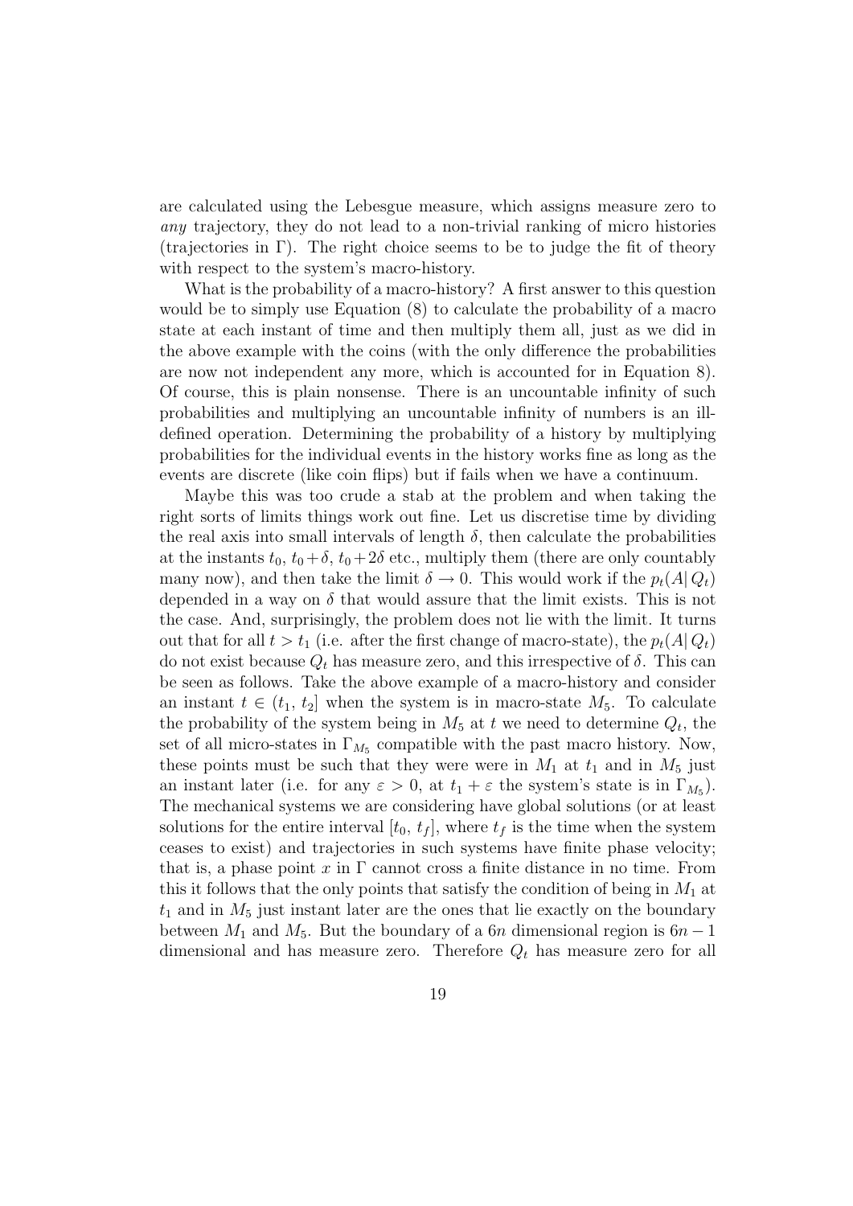are calculated using the Lebesgue measure, which assigns measure zero to *any* trajectory, they do not lead to a non-trivial ranking of micro histories (trajectories in $\Gamma$). The right choice seems to be to judge the fit of theory with respect to the system's macro-history.

What is the probability of a macro-history? A first answer to this question would be to simply use Equation (8) to calculate the probability of a macro state at each instant of time and then multiply them all, just as we did in the above example with the coins (with the only difference the probabilities are now not independent any more, which is accounted for in Equation 8). Of course, this is plain nonsense. There is an uncountable infinity of such probabilities and multiplying an uncountable infinity of numbers is an ill-defined operation. Determining the probability of a history by multiplying probabilities for the individual events in the history works fine as long as the events are discrete (like coin flips) but if fails when we have a continuum.

Maybe this was too crude a stab at the problem and when taking the right sorts of limits things work out fine. Let us discretise time by dividing the real axis into small intervals of length $\delta$, then calculate the probabilities at the instants $t_0$, $t_0+\delta$, $t_0+2\delta$ etc., multiply them (there are only countably many now), and then take the limit $\delta \to 0$. This would work if the $p_t(A|\,Q_t)$ depended in a way on $\delta$ that would assure that the limit exists. This is not the case. And, surprisingly, the problem does not lie with the limit. It turns out that for all $t > t_1$ (i.e. after the first change of macro-state), the $p_t(A|\,Q_t)$ do not exist because $Q_t$ has measure zero, and this irrespective of $\delta$. This can be seen as follows. Take the above example of a macro-history and consider an instant $t \in (t_1,\, t_2]$ when the system is in macro-state $M_5$. To calculate the probability of the system being in $M_5$ at $t$ we need to determine $Q_t$, the set of all micro-states in $\Gamma_{M_5}$ compatible with the past macro history. Now, these points must be such that they were were in $M_1$ at $t_1$ and in $M_5$ just an instant later (i.e. for any $\varepsilon > 0$, at $t_1 + \varepsilon$ the system's state is in $\Gamma_{M_5}$). The mechanical systems we are considering have global solutions (or at least solutions for the entire interval $[t_0,\, t_f]$, where $t_f$ is the time when the system ceases to exist) and trajectories in such systems have finite phase velocity; that is, a phase point $x$ in $\Gamma$ cannot cross a finite distance in no time. From this it follows that the only points that satisfy the condition of being in $M_1$ at $t_1$ and in $M_5$ just instant later are the ones that lie exactly on the boundary between $M_1$ and $M_5$. But the boundary of a $6n$ dimensional region is $6n-1$ dimensional and has measure zero. Therefore $Q_t$ has measure zero for all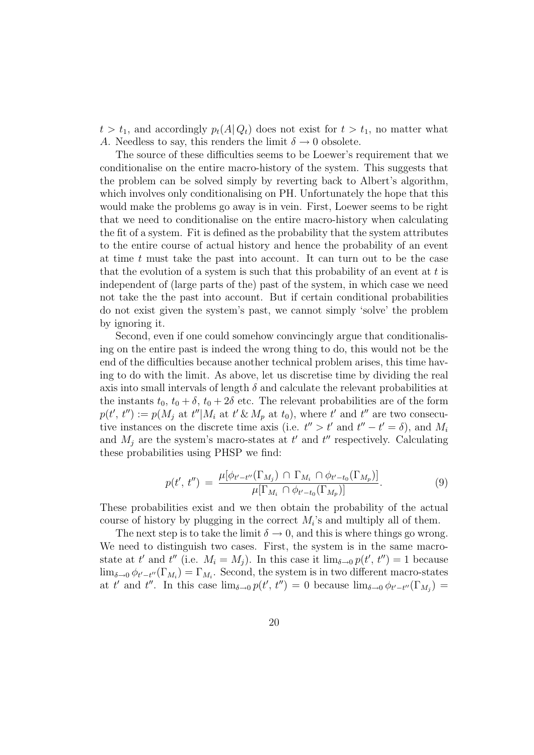$t > t_1$, and accordingly $p_t(A|\,Q_t)$ does not exist for $t > t_1$, no matter what $A$. Needless to say, this renders the limit $\delta \to 0$ obsolete.

The source of these difficulties seems to be Loewer's requirement that we conditionalise on the entire macro-history of the system. This suggests that the problem can be solved simply by reverting back to Albert's algorithm, which involves only conditionalising on PH. Unfortunately the hope that this would make the problems go away is in vein. First, Loewer seems to be right that we need to conditionalise on the entire macro-history when calculating the fit of a system. Fit is defined as the probability that the system attributes to the entire course of actual history and hence the probability of an event at time $t$ must take the past into account. It can turn out to be the case that the evolution of a system is such that this probability of an event at $t$ is independent of (large parts of the) past of the system, in which case we need not take the the past into account. But if certain conditional probabilities do not exist given the system's past, we cannot simply 'solve' the problem by ignoring it.

Second, even if one could somehow convincingly argue that conditionalising on the entire past is indeed the wrong thing to do, this would not be the end of the difficulties because another technical problem arises, this time having to do with the limit. As above, let us discretise time by dividing the real axis into small intervals of length $\delta$ and calculate the relevant probabilities at the instants $t_0$, $t_0 + \delta$, $t_0 + 2\delta$ etc. The relevant probabilities are of the form $p(t',\, t'') := p(M_j \text{ at } t''|M_i \text{ at } t' \,\&\, M_p \text{ at } t_0)$, where $t'$ and $t''$ are two consecutive instances on the discrete time axis (i.e. $t'' > t'$ and $t'' - t' = \delta$), and $M_i$ and $M_j$ are the system's macro-states at $t'$ and $t''$ respectively. Calculating these probabilities using PHSP we find:

$$p(t',\, t'') \,=\, \frac{\mu[\phi_{t'-t''}(\Gamma_{M_j}) \,\cap\, \Gamma_{M_i} \cap \phi_{t'-t_0}(\Gamma_{M_p})]}{\mu[\Gamma_{M_i} \cap \phi_{t'-t_0}(\Gamma_{M_p})]}. \tag{9}$$

These probabilities exist and we then obtain the probability of the actual course of history by plugging in the correct $M_i$'s and multiply all of them.

The next step is to take the limit $\delta \to 0$, and this is where things go wrong. We need to distinguish two cases. First, the system is in the same macro-state at $t'$ and $t''$ (i.e. $M_i = M_j$). In this case it $\lim_{\delta\to 0} p(t',\, t'') = 1$ because $\lim_{\delta\to 0} \phi_{t'-t''}(\Gamma_{M_i}) = \Gamma_{M_i}$. Second, the system is in two different macro-states at $t'$ and $t''$. In this case $\lim_{\delta\to 0} p(t',\, t'') = 0$ because $\lim_{\delta\to 0} \phi_{t'-t''}(\Gamma_{M_j}) =$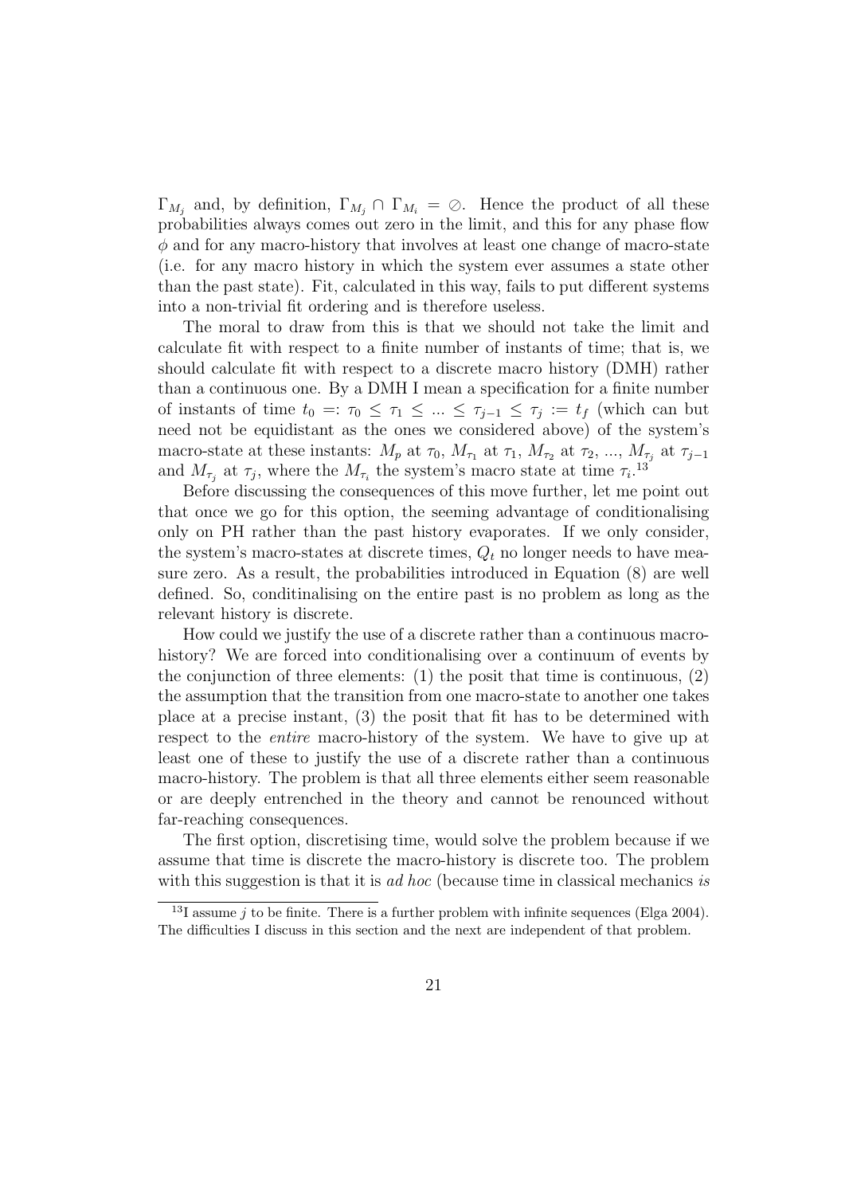$\Gamma_{M_j}$ and, by definition, $\Gamma_{M_j} \cap \Gamma_{M_i} = \oslash$. Hence the product of all these probabilities always comes out zero in the limit, and this for any phase flow $\phi$ and for any macro-history that involves at least one change of macro-state (i.e. for any macro history in which the system ever assumes a state other than the past state). Fit, calculated in this way, fails to put different systems into a non-trivial fit ordering and is therefore useless.

The moral to draw from this is that we should not take the limit and calculate fit with respect to a finite number of instants of time; that is, we should calculate fit with respect to a discrete macro history (DMH) rather than a continuous one. By a DMH I mean a specification for a finite number of instants of time $t_0 =: \tau_0 \leq \tau_1 \leq ... \leq \tau_{j-1} \leq \tau_j := t_f$ (which can but need not be equidistant as the ones we considered above) of the system's macro-state at these instants: $M_p$ at $\tau_0$, $M_{\tau_1}$ at $\tau_1$, $M_{\tau_2}$ at $\tau_2$, ..., $M_{\tau_j}$ at $\tau_{j-1}$ and $M_{\tau_j}$ at $\tau_j$, where the $M_{\tau_i}$ the system's macro state at time $\tau_i$.[13]

Before discussing the consequences of this move further, let me point out that once we go for this option, the seeming advantage of conditionalising only on PH rather than the past history evaporates. If we only consider, the system's macro-states at discrete times, $Q_t$ no longer needs to have measure zero. As a result, the probabilities introduced in Equation (8) are well defined. So, conditinalising on the entire past is no problem as long as the relevant history is discrete.

How could we justify the use of a discrete rather than a continuous macro-history? We are forced into conditionalising over a continuum of events by the conjunction of three elements: (1) the posit that time is continuous, (2) the assumption that the transition from one macro-state to another one takes place at a precise instant, (3) the posit that fit has to be determined with respect to the *entire* macro-history of the system. We have to give up at least one of these to justify the use of a discrete rather than a continuous macro-history. The problem is that all three elements either seem reasonable or are deeply entrenched in the theory and cannot be renounced without far-reaching consequences.

The first option, discretising time, would solve the problem because if we assume that time is discrete the macro-history is discrete too. The problem with this suggestion is that it is *ad hoc* (because time in classical mechanics *is*

[13] I assume $j$ to be finite. There is a further problem with infinite sequences (Elga 2004). The difficulties I discuss in this section and the next are independent of that problem.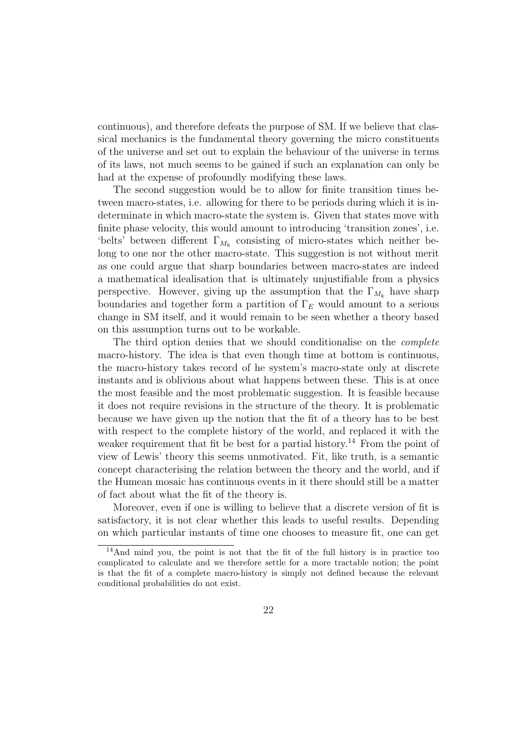continuous), and therefore defeats the purpose of SM. If we believe that classical mechanics is the fundamental theory governing the micro constituents of the universe and set out to explain the behaviour of the universe in terms of its laws, not much seems to be gained if such an explanation can only be had at the expense of profoundly modifying these laws.

The second suggestion would be to allow for finite transition times between macro-states, i.e. allowing for there to be periods during which it is indeterminate in which macro-state the system is. Given that states move with finite phase velocity, this would amount to introducing 'transition zones', i.e. 'belts' between different $\Gamma_{M_k}$ consisting of micro-states which neither belong to one nor the other macro-state. This suggestion is not without merit as one could argue that sharp boundaries between macro-states are indeed a mathematical idealisation that is ultimately unjustifiable from a physics perspective. However, giving up the assumption that the $\Gamma_{M_k}$ have sharp boundaries and together form a partition of $\Gamma_E$ would amount to a serious change in SM itself, and it would remain to be seen whether a theory based on this assumption turns out to be workable.

The third option denies that we should conditionalise on the *complete* macro-history. The idea is that even though time at bottom is continuous, the macro-history takes record of he system's macro-state only at discrete instants and is oblivious about what happens between these. This is at once the most feasible and the most problematic suggestion. It is feasible because it does not require revisions in the structure of the theory. It is problematic because we have given up the notion that the fit of a theory has to be best with respect to the complete history of the world, and replaced it with the weaker requirement that fit be best for a partial history.[14] From the point of view of Lewis' theory this seems unmotivated. Fit, like truth, is a semantic concept characterising the relation between the theory and the world, and if the Humean mosaic has continuous events in it there should still be a matter of fact about what the fit of the theory is.

Moreover, even if one is willing to believe that a discrete version of fit is satisfactory, it is not clear whether this leads to useful results. Depending on which particular instants of time one chooses to measure fit, one can get

[14] And mind you, the point is not that the fit of the full history is in practice too complicated to calculate and we therefore settle for a more tractable notion; the point is that the fit of a complete macro-history is simply not defined because the relevant conditional probabilities do not exist.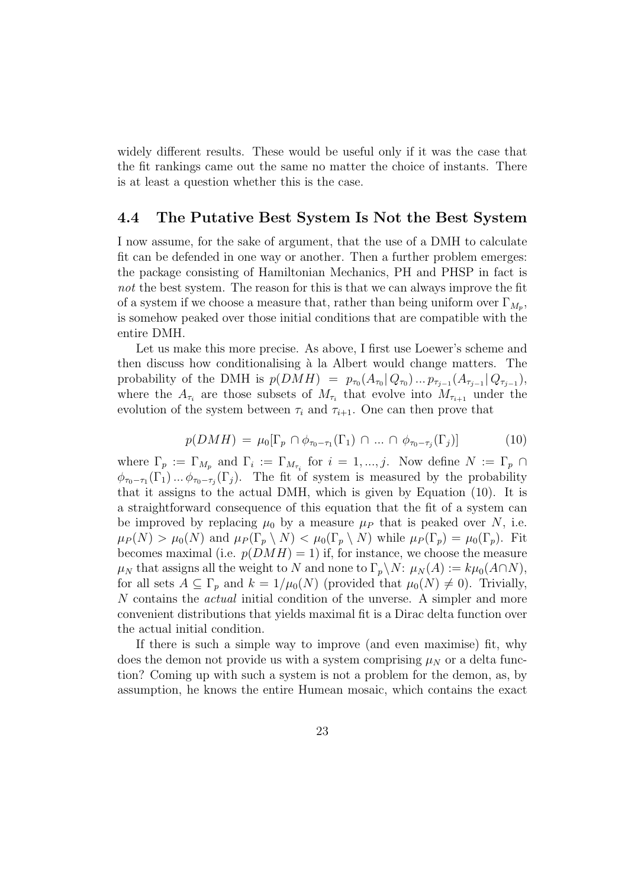widely different results. These would be useful only if it was the case that the fit rankings came out the same no matter the choice of instants. There is at least a question whether this is the case.

### 4.4 The Putative Best System Is Not the Best System

I now assume, for the sake of argument, that the use of a DMH to calculate fit can be defended in one way or another. Then a further problem emerges: the package consisting of Hamiltonian Mechanics, PH and PHSP in fact is *not* the best system. The reason for this is that we can always improve the fit of a system if we choose a measure that, rather than being uniform over $\Gamma_{M_p}$, is somehow peaked over those initial conditions that are compatible with the entire DMH.

Let us make this more precise. As above, I first use Loewer's scheme and then discuss how conditionalising à la Albert would change matters. The probability of the DMH is $p(DMH) = p_{\tau_0}(A_{\tau_0}|\,Q_{\tau_0}) \ldots p_{\tau_{j-1}}(A_{\tau_{j-1}}|\,Q_{\tau_{j-1}})$, where the $A_{\tau_i}$ are those subsets of $M_{\tau_i}$ that evolve into $M_{\tau_{i+1}}$ under the evolution of the system between $\tau_i$ and $\tau_{i+1}$. One can then prove that

$$p(DMH) = \mu_0[\Gamma_p \cap \phi_{\tau_0-\tau_1}(\Gamma_1) \cap \ldots \cap \phi_{\tau_0-\tau_j}(\Gamma_j)] \tag{10}$$

where $\Gamma_p := \Gamma_{M_p}$ and $\Gamma_i := \Gamma_{M_{\tau_i}}$ for $i = 1, ..., j$. Now define $N := \Gamma_p \cap \phi_{\tau_0-\tau_1}(\Gamma_1) \ldots \phi_{\tau_0-\tau_j}(\Gamma_j)$. The fit of system is measured by the probability that it assigns to the actual DMH, which is given by Equation (10). It is a straightforward consequence of this equation that the fit of a system can be improved by replacing $\mu_0$ by a measure $\mu_P$ that is peaked over $N$, i.e. $\mu_P(N) > \mu_0(N)$ and $\mu_P(\Gamma_p \setminus N) < \mu_0(\Gamma_p \setminus N)$ while $\mu_P(\Gamma_p) = \mu_0(\Gamma_p)$. Fit becomes maximal (i.e. $p(DMH) = 1$) if, for instance, we choose the measure $\mu_N$ that assigns all the weight to $N$ and none to $\Gamma_p \setminus N$: $\mu_N(A) := k\mu_0(A \cap N)$, for all sets $A \subseteq \Gamma_p$ and $k = 1/\mu_0(N)$ (provided that $\mu_0(N) \neq 0$). Trivially, $N$ contains the *actual* initial condition of the unverse. A simpler and more convenient distributions that yields maximal fit is a Dirac delta function over the actual initial condition.

If there is such a simple way to improve (and even maximise) fit, why does the demon not provide us with a system comprising $\mu_N$ or a delta function? Coming up with such a system is not a problem for the demon, as, by assumption, he knows the entire Humean mosaic, which contains the exact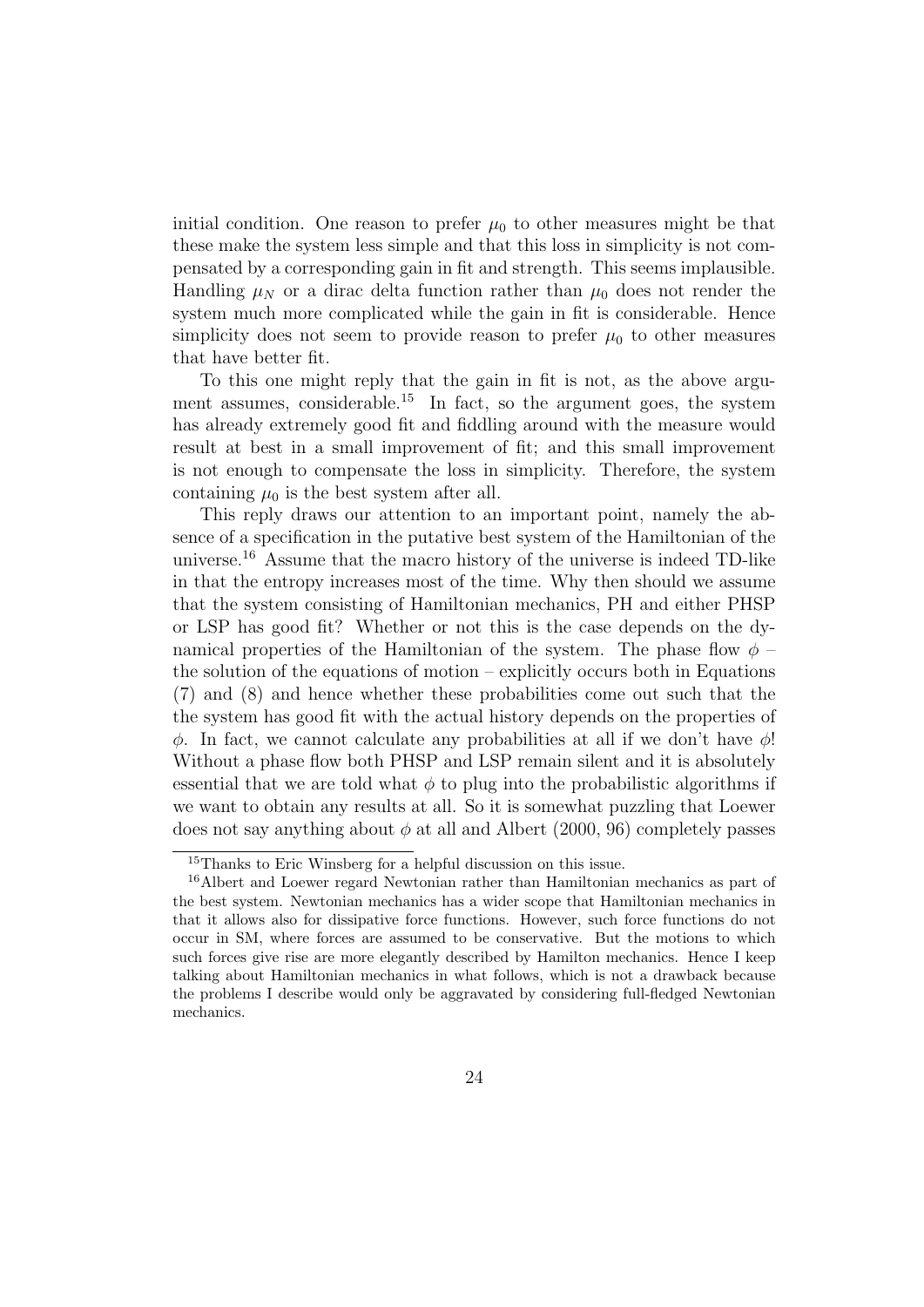initial condition. One reason to prefer $\mu_0$ to other measures might be that these make the system less simple and that this loss in simplicity is not compensated by a corresponding gain in fit and strength. This seems implausible. Handling $\mu_N$ or a dirac delta function rather than $\mu_0$ does not render the system much more complicated while the gain in fit is considerable. Hence simplicity does not seem to provide reason to prefer $\mu_0$ to other measures that have better fit.

To this one might reply that the gain in fit is not, as the above argument assumes, considerable.[15] In fact, so the argument goes, the system has already extremely good fit and fiddling around with the measure would result at best in a small improvement of fit; and this small improvement is not enough to compensate the loss in simplicity. Therefore, the system containing $\mu_0$ is the best system after all.

This reply draws our attention to an important point, namely the absence of a specification in the putative best system of the Hamiltonian of the universe.[16] Assume that the macro history of the universe is indeed TD-like in that the entropy increases most of the time. Why then should we assume that the system consisting of Hamiltonian mechanics, PH and either PHSP or LSP has good fit? Whether or not this is the case depends on the dynamical properties of the Hamiltonian of the system. The phase flow $\phi$ – the solution of the equations of motion – explicitly occurs both in Equations (7) and (8) and hence whether these probabilities come out such that the the system has good fit with the actual history depends on the properties of $\phi$. In fact, we cannot calculate any probabilities at all if we don't have $\phi$! Without a phase flow both PHSP and LSP remain silent and it is absolutely essential that we are told what $\phi$ to plug into the probabilistic algorithms if we want to obtain any results at all. So it is somewhat puzzling that Loewer does not say anything about $\phi$ at all and Albert (2000, 96) completely passes

[15] Thanks to Eric Winsberg for a helpful discussion on this issue.

[16] Albert and Loewer regard Newtonian rather than Hamiltonian mechanics as part of the best system. Newtonian mechanics has a wider scope that Hamiltonian mechanics in that it allows also for dissipative force functions. However, such force functions do not occur in SM, where forces are assumed to be conservative. But the motions to which such forces give rise are more elegantly described by Hamilton mechanics. Hence I keep talking about Hamiltonian mechanics in what follows, which is not a drawback because the problems I describe would only be aggravated by considering full-fledged Newtonian mechanics.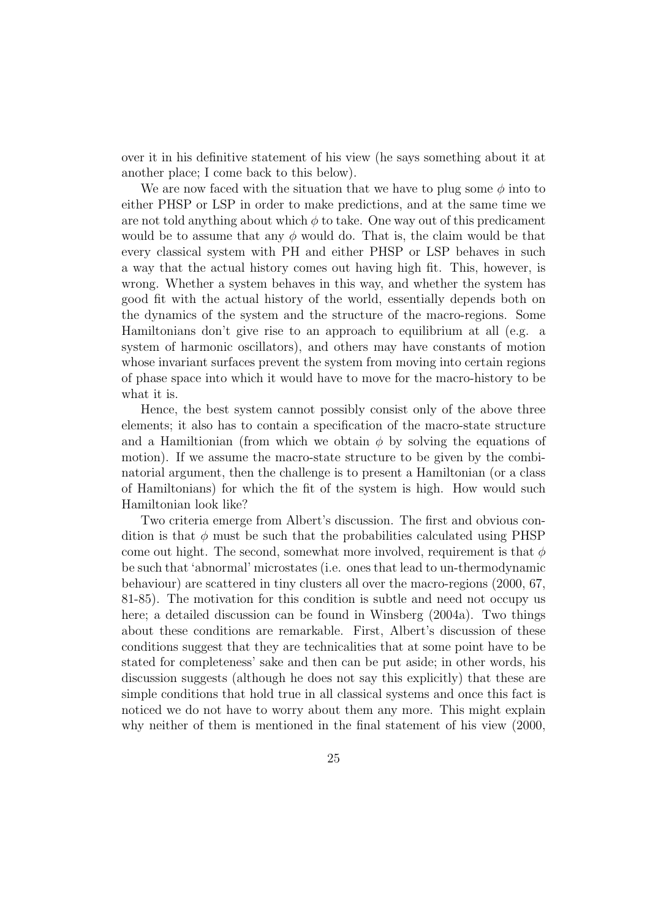over it in his definitive statement of his view (he says something about it at another place; I come back to this below).

We are now faced with the situation that we have to plug some $\phi$ into to either PHSP or LSP in order to make predictions, and at the same time we are not told anything about which $\phi$ to take. One way out of this predicament would be to assume that any $\phi$ would do. That is, the claim would be that every classical system with PH and either PHSP or LSP behaves in such a way that the actual history comes out having high fit. This, however, is wrong. Whether a system behaves in this way, and whether the system has good fit with the actual history of the world, essentially depends both on the dynamics of the system and the structure of the macro-regions. Some Hamiltonians don't give rise to an approach to equilibrium at all (e.g. a system of harmonic oscillators), and others may have constants of motion whose invariant surfaces prevent the system from moving into certain regions of phase space into which it would have to move for the macro-history to be what it is.

Hence, the best system cannot possibly consist only of the above three elements; it also has to contain a specification of the macro-state structure and a Hamiltonian (from which we obtain $\phi$ by solving the equations of motion). If we assume the macro-state structure to be given by the combinatorial argument, then the challenge is to present a Hamiltonian (or a class of Hamiltonians) for which the fit of the system is high. How would such Hamiltonian look like?

Two criteria emerge from Albert's discussion. The first and obvious condition is that $\phi$ must be such that the probabilities calculated using PHSP come out hight. The second, somewhat more involved, requirement is that $\phi$ be such that 'abnormal' microstates (i.e. ones that lead to un-thermodynamic behaviour) are scattered in tiny clusters all over the macro-regions (2000, 67, 81-85). The motivation for this condition is subtle and need not occupy us here; a detailed discussion can be found in Winsberg (2004a). Two things about these conditions are remarkable. First, Albert's discussion of these conditions suggest that they are technicalities that at some point have to be stated for completeness' sake and then can be put aside; in other words, his discussion suggests (although he does not say this explicitly) that these are simple conditions that hold true in all classical systems and once this fact is noticed we do not have to worry about them any more. This might explain why neither of them is mentioned in the final statement of his view (2000,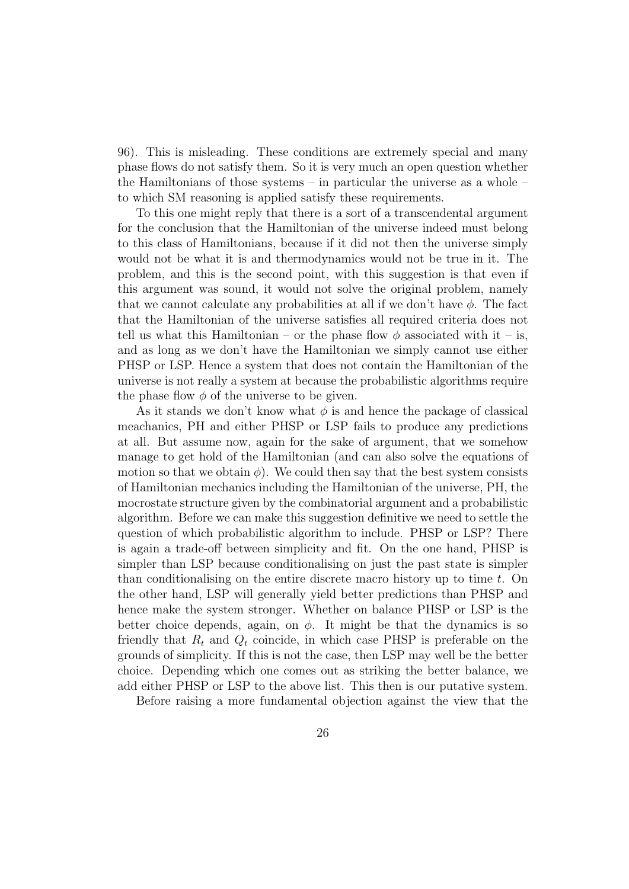96). This is misleading. These conditions are extremely special and many phase flows do not satisfy them. So it is very much an open question whether the Hamiltonians of those systems – in particular the universe as a whole – to which SM reasoning is applied satisfy these requirements.

To this one might reply that there is a sort of a transcendental argument for the conclusion that the Hamiltonian of the universe indeed must belong to this class of Hamiltonians, because if it did not then the universe simply would not be what it is and thermodynamics would not be true in it. The problem, and this is the second point, with this suggestion is that even if this argument was sound, it would not solve the original problem, namely that we cannot calculate any probabilities at all if we don't have $\phi$. The fact that the Hamiltonian of the universe satisfies all required criteria does not tell us what this Hamiltonian – or the phase flow $\phi$ associated with it – is, and as long as we don't have the Hamiltonian we simply cannot use either PHSP or LSP. Hence a system that does not contain the Hamiltonian of the universe is not really a system at because the probabilistic algorithms require the phase flow $\phi$ of the universe to be given.

As it stands we don't know what $\phi$ is and hence the package of classical meachanics, PH and either PHSP or LSP fails to produce any predictions at all. But assume now, again for the sake of argument, that we somehow manage to get hold of the Hamiltonian (and can also solve the equations of motion so that we obtain $\phi$). We could then say that the best system consists of Hamiltonian mechanics including the Hamiltonian of the universe, PH, the mocrostate structure given by the combinatorial argument and a probabilistic algorithm. Before we can make this suggestion definitive we need to settle the question of which probabilistic algorithm to include. PHSP or LSP? There is again a trade-off between simplicity and fit. On the one hand, PHSP is simpler than LSP because conditionalising on just the past state is simpler than conditionalising on the entire discrete macro history up to time $t$. On the other hand, LSP will generally yield better predictions than PHSP and hence make the system stronger. Whether on balance PHSP or LSP is the better choice depends, again, on $\phi$. It might be that the dynamics is so friendly that $R_t$ and $Q_t$ coincide, in which case PHSP is preferable on the grounds of simplicity. If this is not the case, then LSP may well be the better choice. Depending which one comes out as striking the better balance, we add either PHSP or LSP to the above list. This then is our putative system.

Before raising a more fundamental objection against the view that the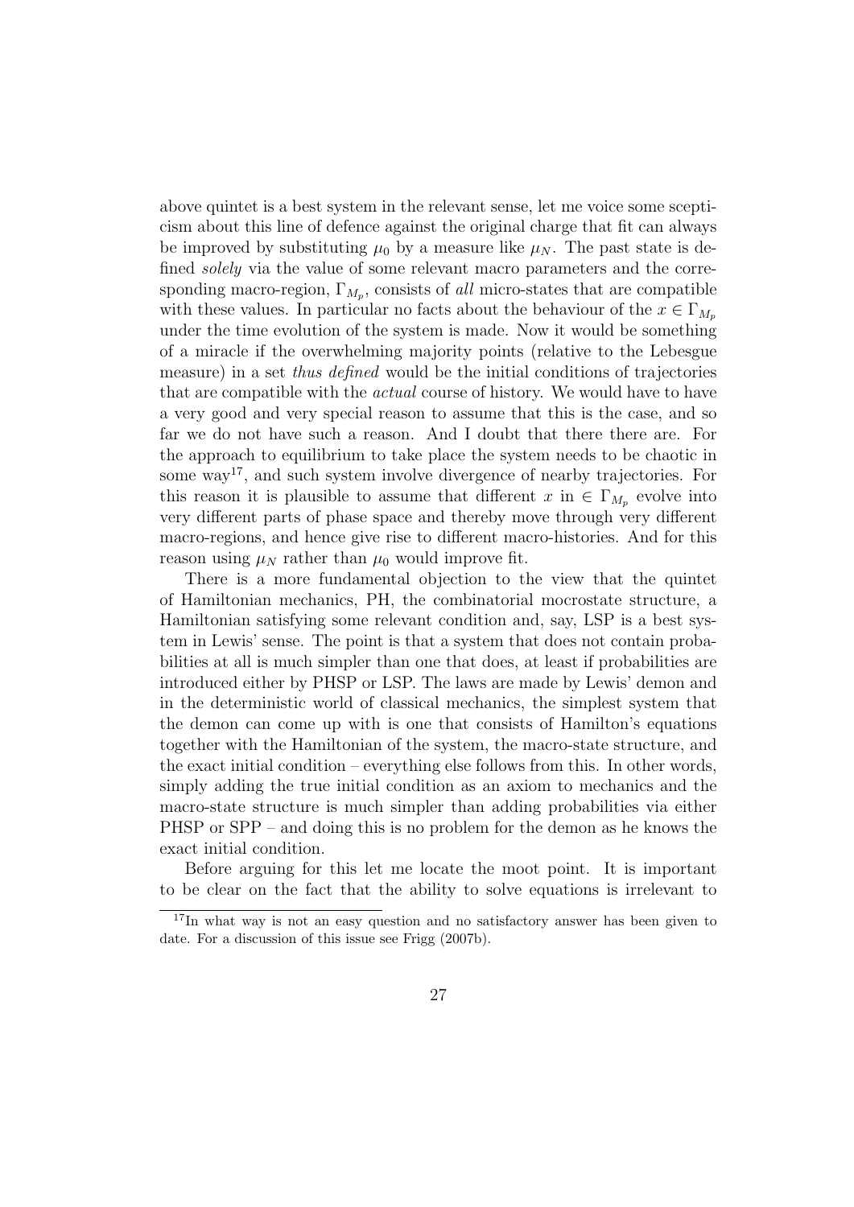above quintet is a best system in the relevant sense, let me voice some scepticism about this line of defence against the original charge that fit can always be improved by substituting $\mu_0$ by a measure like $\mu_N$. The past state is defined *solely* via the value of some relevant macro parameters and the corresponding macro-region, $\Gamma_{M_p}$, consists of *all* micro-states that are compatible with these values. In particular no facts about the behaviour of the $x \in \Gamma_{M_p}$ under the time evolution of the system is made. Now it would be something of a miracle if the overwhelming majority points (relative to the Lebesgue measure) in a set *thus defined* would be the initial conditions of trajectories that are compatible with the *actual* course of history. We would have to have a very good and very special reason to assume that this is the case, and so far we do not have such a reason. And I doubt that there there are. For the approach to equilibrium to take place the system needs to be chaotic in some way[17], and such system involve divergence of nearby trajectories. For this reason it is plausible to assume that different $x$ in $\in \Gamma_{M_p}$ evolve into very different parts of phase space and thereby move through very different macro-regions, and hence give rise to different macro-histories. And for this reason using $\mu_N$ rather than $\mu_0$ would improve fit.

There is a more fundamental objection to the view that the quintet of Hamiltonian mechanics, PH, the combinatorial mocrostate structure, a Hamiltonian satisfying some relevant condition and, say, LSP is a best system in Lewis' sense. The point is that a system that does not contain probabilities at all is much simpler than one that does, at least if probabilities are introduced either by PHSP or LSP. The laws are made by Lewis' demon and in the deterministic world of classical mechanics, the simplest system that the demon can come up with is one that consists of Hamilton's equations together with the Hamiltonian of the system, the macro-state structure, and the exact initial condition – everything else follows from this. In other words, simply adding the true initial condition as an axiom to mechanics and the macro-state structure is much simpler than adding probabilities via either PHSP or SPP – and doing this is no problem for the demon as he knows the exact initial condition.

Before arguing for this let me locate the moot point. It is important to be clear on the fact that the ability to solve equations is irrelevant to

[17] In what way is not an easy question and no satisfactory answer has been given to date. For a discussion of this issue see Frigg (2007b).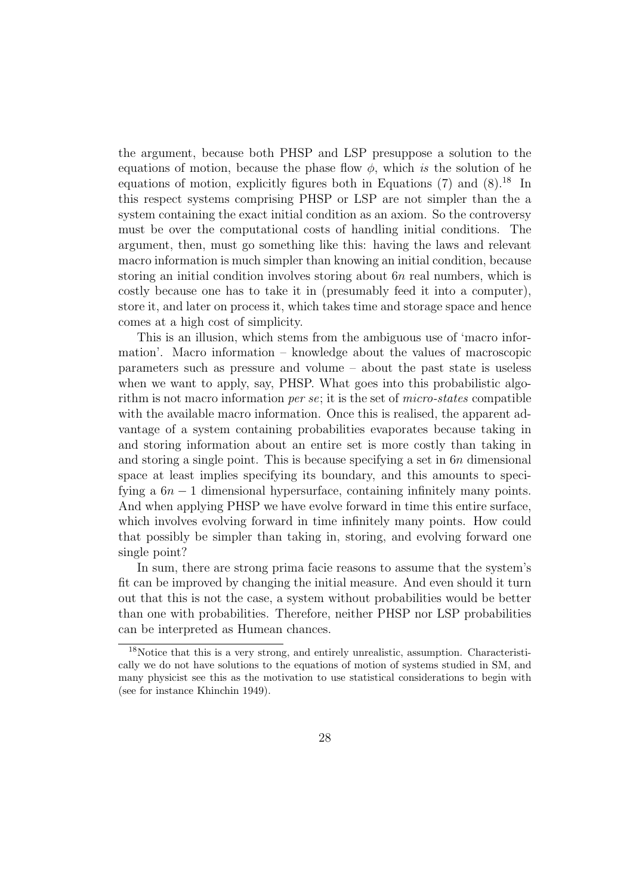the argument, because both PHSP and LSP presuppose a solution to the equations of motion, because the phase flow $\phi$, which *is* the solution of he equations of motion, explicitly figures both in Equations (7) and (8).[18] In this respect systems comprising PHSP or LSP are not simpler than the a system containing the exact initial condition as an axiom. So the controversy must be over the computational costs of handling initial conditions. The argument, then, must go something like this: having the laws and relevant macro information is much simpler than knowing an initial condition, because storing an initial condition involves storing about $6n$ real numbers, which is costly because one has to take it in (presumably feed it into a computer), store it, and later on process it, which takes time and storage space and hence comes at a high cost of simplicity.

This is an illusion, which stems from the ambiguous use of 'macro information'. Macro information – knowledge about the values of macroscopic parameters such as pressure and volume – about the past state is useless when we want to apply, say, PHSP. What goes into this probabilistic algorithm is not macro information *per se*; it is the set of *micro-states* compatible with the available macro information. Once this is realised, the apparent advantage of a system containing probabilities evaporates because taking in and storing information about an entire set is more costly than taking in and storing a single point. This is because specifying a set in $6n$ dimensional space at least implies specifying its boundary, and this amounts to specifying a $6n - 1$ dimensional hypersurface, containing infinitely many points. And when applying PHSP we have evolve forward in time this entire surface, which involves evolving forward in time infinitely many points. How could that possibly be simpler than taking in, storing, and evolving forward one single point?

In sum, there are strong prima facie reasons to assume that the system's fit can be improved by changing the initial measure. And even should it turn out that this is not the case, a system without probabilities would be better than one with probabilities. Therefore, neither PHSP nor LSP probabilities can be interpreted as Humean chances.

[18] Notice that this is a very strong, and entirely unrealistic, assumption. Characteristically we do not have solutions to the equations of motion of systems studied in SM, and many physicist see this as the motivation to use statistical considerations to begin with (see for instance Khinchin 1949).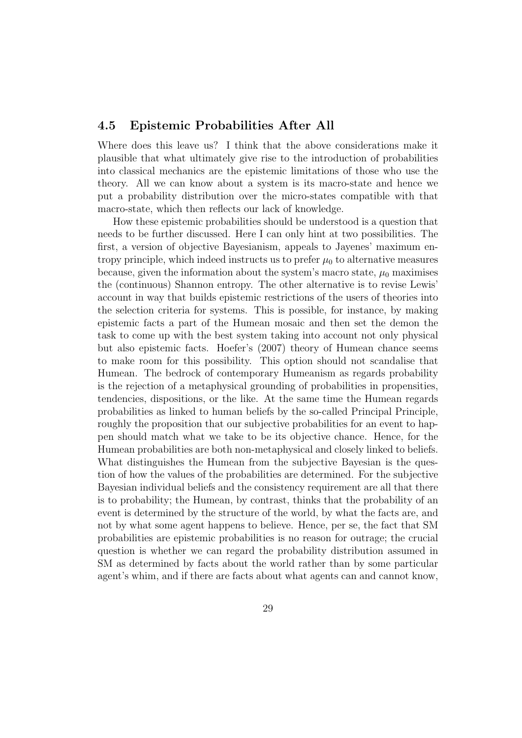## 4.5 Epistemic Probabilities After All

Where does this leave us? I think that the above considerations make it plausible that what ultimately give rise to the introduction of probabilities into classical mechanics are the epistemic limitations of those who use the theory. All we can know about a system is its macro-state and hence we put a probability distribution over the micro-states compatible with that macro-state, which then reflects our lack of knowledge.

How these epistemic probabilities should be understood is a question that needs to be further discussed. Here I can only hint at two possibilities. The first, a version of objective Bayesianism, appeals to Jayenes' maximum entropy principle, which indeed instructs us to prefer $\mu_0$ to alternative measures because, given the information about the system's macro state, $\mu_0$ maximises the (continuous) Shannon entropy. The other alternative is to revise Lewis' account in way that builds epistemic restrictions of the users of theories into the selection criteria for systems. This is possible, for instance, by making epistemic facts a part of the Humean mosaic and then set the demon the task to come up with the best system taking into account not only physical but also epistemic facts. Hoefer's (2007) theory of Humean chance seems to make room for this possibility. This option should not scandalise that Humean. The bedrock of contemporary Humeanism as regards probability is the rejection of a metaphysical grounding of probabilities in propensities, tendencies, dispositions, or the like. At the same time the Humean regards probabilities as linked to human beliefs by the so-called Principal Principle, roughly the proposition that our subjective probabilities for an event to happen should match what we take to be its objective chance. Hence, for the Humean probabilities are both non-metaphysical and closely linked to beliefs. What distinguishes the Humean from the subjective Bayesian is the question of how the values of the probabilities are determined. For the subjective Bayesian individual beliefs and the consistency requirement are all that there is to probability; the Humean, by contrast, thinks that the probability of an event is determined by the structure of the world, by what the facts are, and not by what some agent happens to believe. Hence, per se, the fact that SM probabilities are epistemic probabilities is no reason for outrage; the crucial question is whether we can regard the probability distribution assumed in SM as determined by facts about the world rather than by some particular agent's whim, and if there are facts about what agents can and cannot know,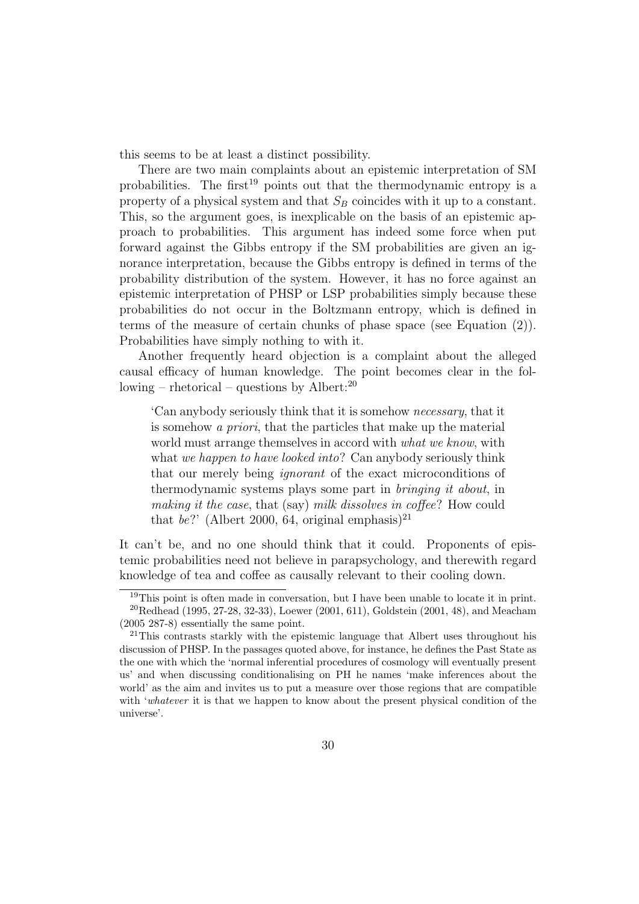this seems to be at least a distinct possibility.

There are two main complaints about an epistemic interpretation of SM probabilities. The first[19] points out that the thermodynamic entropy is a property of a physical system and that $S_B$ coincides with it up to a constant. This, so the argument goes, is inexplicable on the basis of an epistemic approach to probabilities. This argument has indeed some force when put forward against the Gibbs entropy if the SM probabilities are given an ignorance interpretation, because the Gibbs entropy is defined in terms of the probability distribution of the system. However, it has no force against an epistemic interpretation of PHSP or LSP probabilities simply because these probabilities do not occur in the Boltzmann entropy, which is defined in terms of the measure of certain chunks of phase space (see Equation (2)). Probabilities have simply nothing to with it.

Another frequently heard objection is a complaint about the alleged causal efficacy of human knowledge. The point becomes clear in the following – rhetorical – questions by Albert:[20]

> 'Can anybody seriously think that it is somehow *necessary*, that it is somehow *a priori*, that the particles that make up the material world must arrange themselves in accord with *what we know*, with what *we happen to have looked into*? Can anybody seriously think that our merely being *ignorant* of the exact microconditions of thermodynamic systems plays some part in *bringing it about*, in *making it the case*, that (say) *milk dissolves in coffee*? How could that *be*?' (Albert 2000, 64, original emphasis)[21]

It can't be, and no one should think that it could. Proponents of epistemic probabilities need not believe in parapsychology, and therewith regard knowledge of tea and coffee as causally relevant to their cooling down.

---

[19] This point is often made in conversation, but I have been unable to locate it in print.

[20] Redhead (1995, 27-28, 32-33), Loewer (2001, 611), Goldstein (2001, 48), and Meacham (2005 287-8) essentially the same point.

[21] This contrasts starkly with the epistemic language that Albert uses throughout his discussion of PHSP. In the passages quoted above, for instance, he defines the Past State as the one with which the 'normal inferential procedures of cosmology will eventually present us' and when discussing conditionalising on PH he names 'make inferences about the world' as the aim and invites us to put a measure over those regions that are compatible with '*whatever* it is that we happen to know about the present physical condition of the universe'.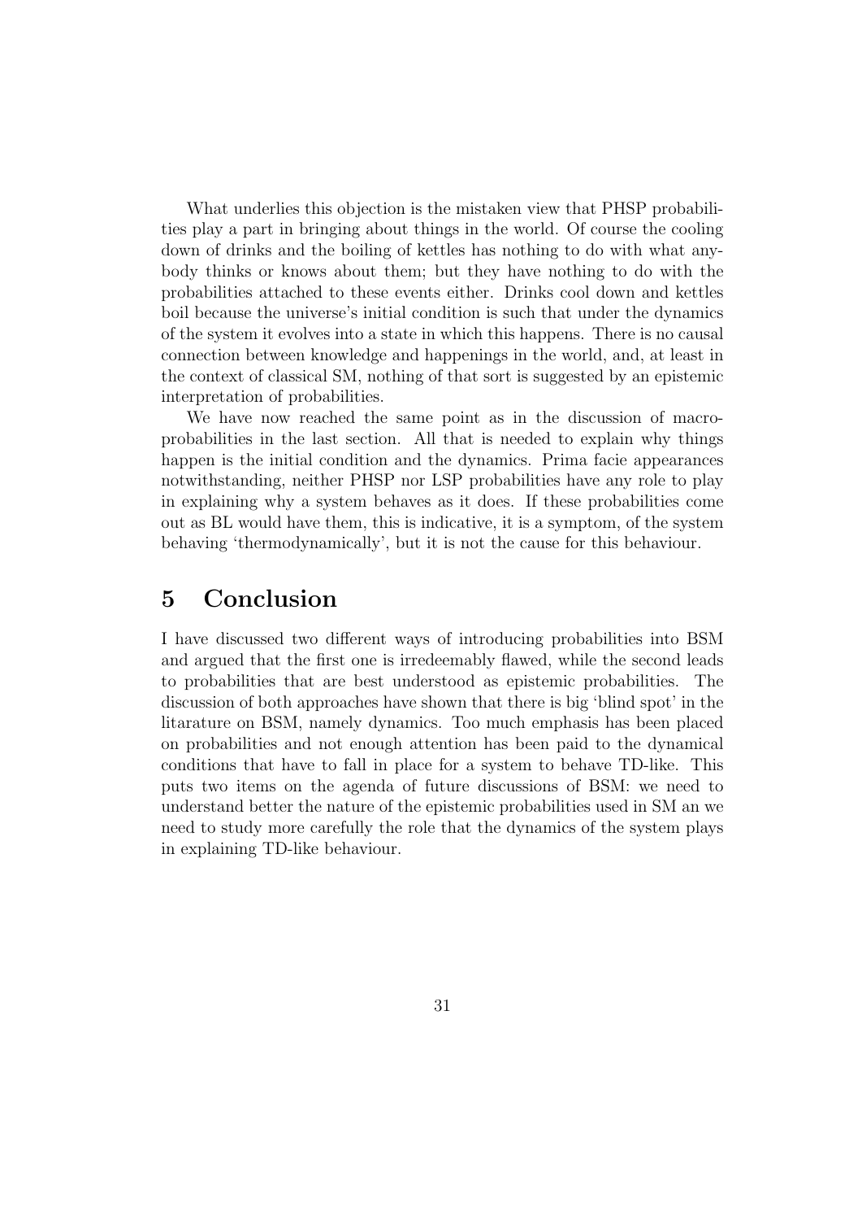What underlies this objection is the mistaken view that PHSP probabilities play a part in bringing about things in the world. Of course the cooling down of drinks and the boiling of kettles has nothing to do with what anybody thinks or knows about them; but they have nothing to do with the probabilities attached to these events either. Drinks cool down and kettles boil because the universe's initial condition is such that under the dynamics of the system it evolves into a state in which this happens. There is no causal connection between knowledge and happenings in the world, and, at least in the context of classical SM, nothing of that sort is suggested by an epistemic interpretation of probabilities.

We have now reached the same point as in the discussion of macro-probabilities in the last section. All that is needed to explain why things happen is the initial condition and the dynamics. Prima facie appearances notwithstanding, neither PHSP nor LSP probabilities have any role to play in explaining why a system behaves as it does. If these probabilities come out as BL would have them, this is indicative, it is a symptom, of the system behaving 'thermodynamically', but it is not the cause for this behaviour.

# 5 Conclusion

I have discussed two different ways of introducing probabilities into BSM and argued that the first one is irredeemably flawed, while the second leads to probabilities that are best understood as epistemic probabilities. The discussion of both approaches have shown that there is big 'blind spot' in the litarature on BSM, namely dynamics. Too much emphasis has been placed on probabilities and not enough attention has been paid to the dynamical conditions that have to fall in place for a system to behave TD-like. This puts two items on the agenda of future discussions of BSM: we need to understand better the nature of the epistemic probabilities used in SM an we need to study more carefully the role that the dynamics of the system plays in explaining TD-like behaviour.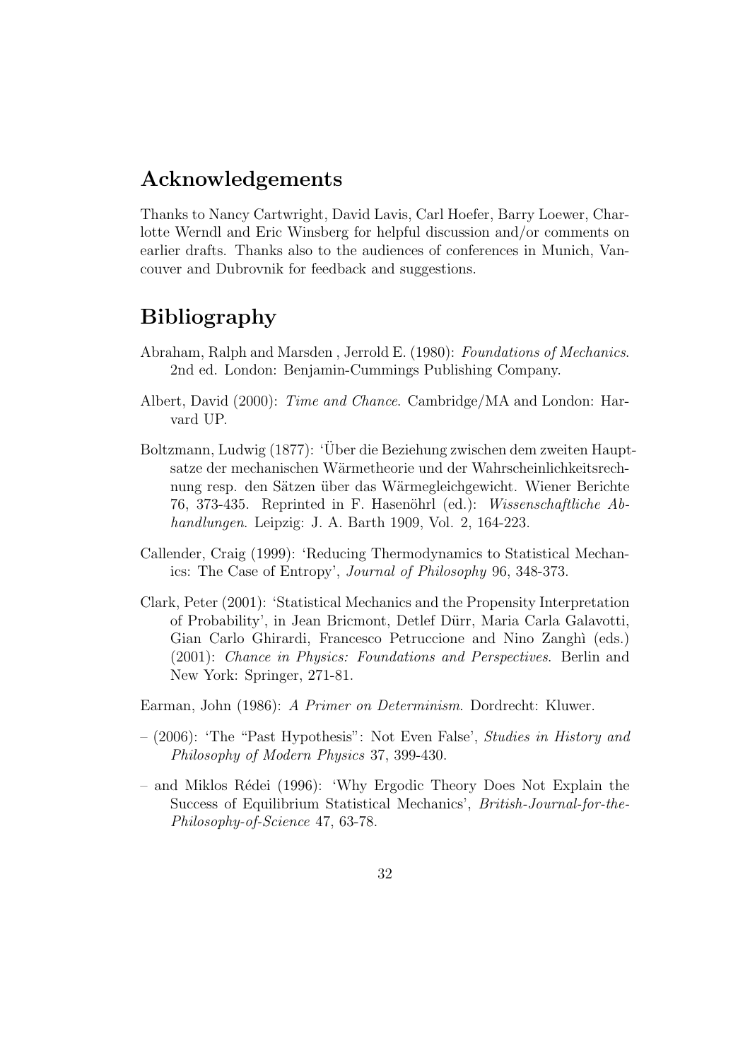## Acknowledgements

Thanks to Nancy Cartwright, David Lavis, Carl Hoefer, Barry Loewer, Charlotte Werndl and Eric Winsberg for helpful discussion and/or comments on earlier drafts. Thanks also to the audiences of conferences in Munich, Vancouver and Dubrovnik for feedback and suggestions.

## Bibliography

Abraham, Ralph and Marsden , Jerrold E. (1980): *Foundations of Mechanics*. 2nd ed. London: Benjamin-Cummings Publishing Company.

Albert, David (2000): *Time and Chance*. Cambridge/MA and London: Harvard UP.

Boltzmann, Ludwig (1877): 'Über die Beziehung zwischen dem zweiten Hauptsatze der mechanischen Wärmetheorie und der Wahrscheinlichkeitsrechnung resp. den Sätzen über das Wärmegleichgewicht. Wiener Berichte 76, 373-435. Reprinted in F. Hasenöhrl (ed.): *Wissenschaftliche Abhandlungen*. Leipzig: J. A. Barth 1909, Vol. 2, 164-223.

Callender, Craig (1999): 'Reducing Thermodynamics to Statistical Mechanics: The Case of Entropy', *Journal of Philosophy* 96, 348-373.

Clark, Peter (2001): 'Statistical Mechanics and the Propensity Interpretation of Probability', in Jean Bricmont, Detlef Dürr, Maria Carla Galavotti, Gian Carlo Ghirardi, Francesco Petruccione and Nino Zanghì (eds.) (2001): *Chance in Physics: Foundations and Perspectives*. Berlin and New York: Springer, 271-81.

Earman, John (1986): *A Primer on Determinism*. Dordrecht: Kluwer.

– (2006): 'The "Past Hypothesis": Not Even False', *Studies in History and Philosophy of Modern Physics* 37, 399-430.

– and Miklos Rédei (1996): 'Why Ergodic Theory Does Not Explain the Success of Equilibrium Statistical Mechanics', *British-Journal-for-the-Philosophy-of-Science* 47, 63-78.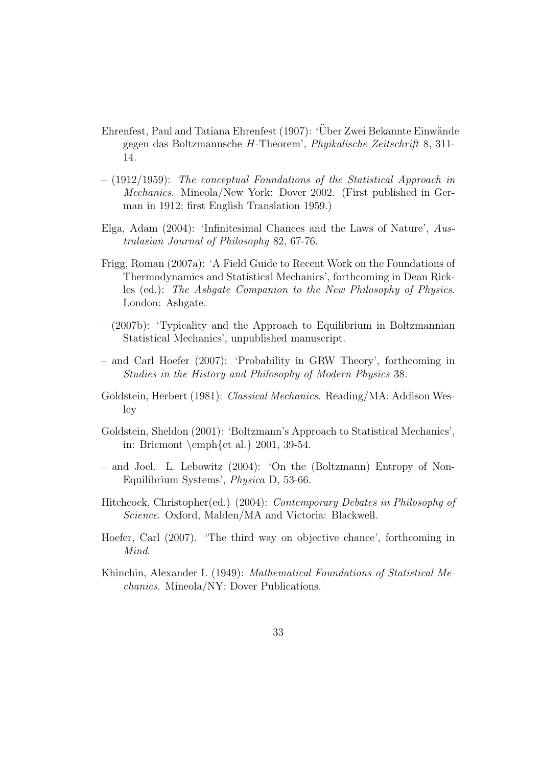Ehrenfest, Paul and Tatiana Ehrenfest (1907): 'Über Zwei Bekannte Einwände gegen das Boltzmannsche *H*-Theorem', *Phyikalische Zeitschrift* 8, 311-14.

– (1912/1959): *The conceptual Foundations of the Statistical Approach in Mechanics*. Mineola/New York: Dover 2002. (First published in German in 1912; first English Translation 1959.)

Elga, Adam (2004): 'Infinitesimal Chances and the Laws of Nature', *Australasian Journal of Philosophy* 82, 67-76.

Frigg, Roman (2007a): 'A Field Guide to Recent Work on the Foundations of Thermodynamics and Statistical Mechanics', forthcoming in Dean Rickles (ed.): *The Ashgate Companion to the New Philosophy of Physics*. London: Ashgate.

– (2007b): 'Typicality and the Approach to Equilibrium in Boltzmannian Statistical Mechanics', unpublished manuscript.

– and Carl Hoefer (2007): 'Probability in GRW Theory', forthcoming in *Studies in the History and Philosophy of Modern Physics* 38.

Goldstein, Herbert (1981): *Classical Mechanics*. Reading/MA: Addison Wesley

Goldstein, Sheldon (2001): 'Boltzmann's Approach to Statistical Mechanics', in: Bricmont \emph{et al.} 2001, 39-54.

– and Joel. L. Lebowitz (2004): 'On the (Boltzmann) Entropy of Non-Equilibrium Systems', *Physica* D, 53-66.

Hitchcock, Christopher(ed.) (2004): *Contemporary Debates in Philosophy of Science*. Oxford, Malden/MA and Victoria: Blackwell.

Hoefer, Carl (2007). 'The third way on objective chance', forthcoming in *Mind*.

Khinchin, Alexander I. (1949): *Mathematical Foundations of Statistical Mechanics*. Mineola/NY: Dover Publications.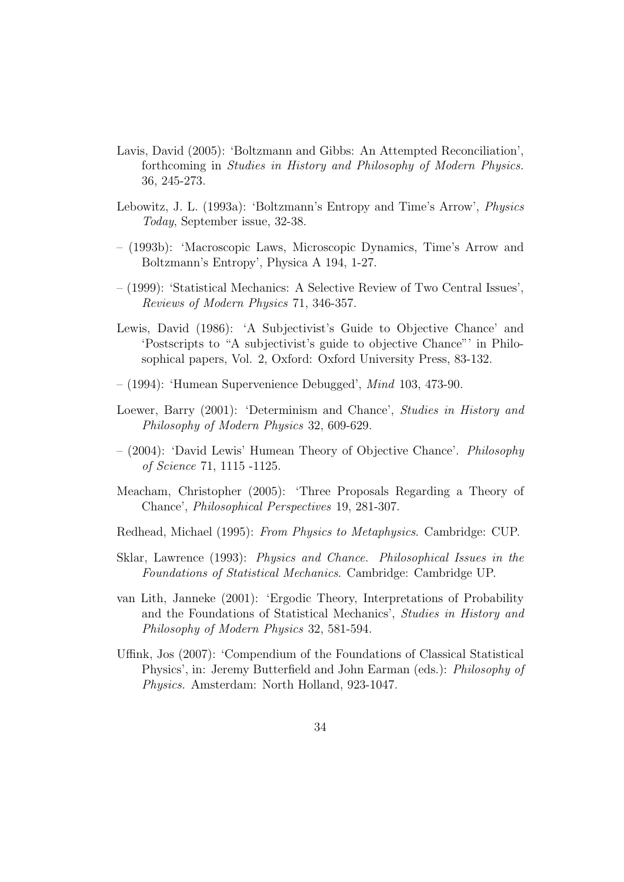Lavis, David (2005): 'Boltzmann and Gibbs: An Attempted Reconciliation', forthcoming in *Studies in History and Philosophy of Modern Physics.* 36, 245-273.

Lebowitz, J. L. (1993a): 'Boltzmann's Entropy and Time's Arrow', *Physics Today*, September issue, 32-38.

– (1993b): 'Macroscopic Laws, Microscopic Dynamics, Time's Arrow and Boltzmann's Entropy', Physica A 194, 1-27.

– (1999): 'Statistical Mechanics: A Selective Review of Two Central Issues', *Reviews of Modern Physics* 71, 346-357.

Lewis, David (1986): 'A Subjectivist's Guide to Objective Chance' and 'Postscripts to "A subjectivist's guide to objective Chance"' in Philosophical papers, Vol. 2, Oxford: Oxford University Press, 83-132.

– (1994): 'Humean Supervenience Debugged', *Mind* 103, 473-90.

Loewer, Barry (2001): 'Determinism and Chance', *Studies in History and Philosophy of Modern Physics* 32, 609-629.

– (2004): 'David Lewis' Humean Theory of Objective Chance'. *Philosophy of Science* 71, 1115 -1125.

Meacham, Christopher (2005): 'Three Proposals Regarding a Theory of Chance', *Philosophical Perspectives* 19, 281-307.

Redhead, Michael (1995): *From Physics to Metaphysics*. Cambridge: CUP.

Sklar, Lawrence (1993): *Physics and Chance. Philosophical Issues in the Foundations of Statistical Mechanics*. Cambridge: Cambridge UP.

van Lith, Janneke (2001): 'Ergodic Theory, Interpretations of Probability and the Foundations of Statistical Mechanics', *Studies in History and Philosophy of Modern Physics* 32, 581-594.

Uffink, Jos (2007): 'Compendium of the Foundations of Classical Statistical Physics', in: Jeremy Butterfield and John Earman (eds.): *Philosophy of Physics.* Amsterdam: North Holland, 923-1047.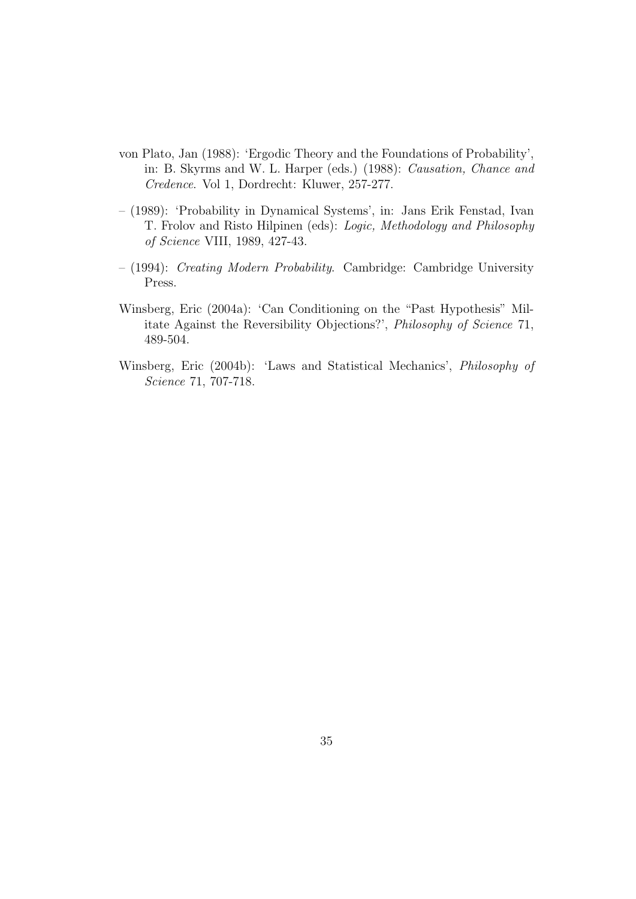von Plato, Jan (1988): 'Ergodic Theory and the Foundations of Probability', in: B. Skyrms and W. L. Harper (eds.) (1988): *Causation, Chance and Credence*. Vol 1, Dordrecht: Kluwer, 257-277.

– (1989): 'Probability in Dynamical Systems', in: Jans Erik Fenstad, Ivan T. Frolov and Risto Hilpinen (eds): *Logic, Methodology and Philosophy of Science* VIII, 1989, 427-43.

– (1994): *Creating Modern Probability*. Cambridge: Cambridge University Press.

Winsberg, Eric (2004a): 'Can Conditioning on the "Past Hypothesis" Militate Against the Reversibility Objections?', *Philosophy of Science* 71, 489-504.

Winsberg, Eric (2004b): 'Laws and Statistical Mechanics', *Philosophy of Science* 71, 707-718.